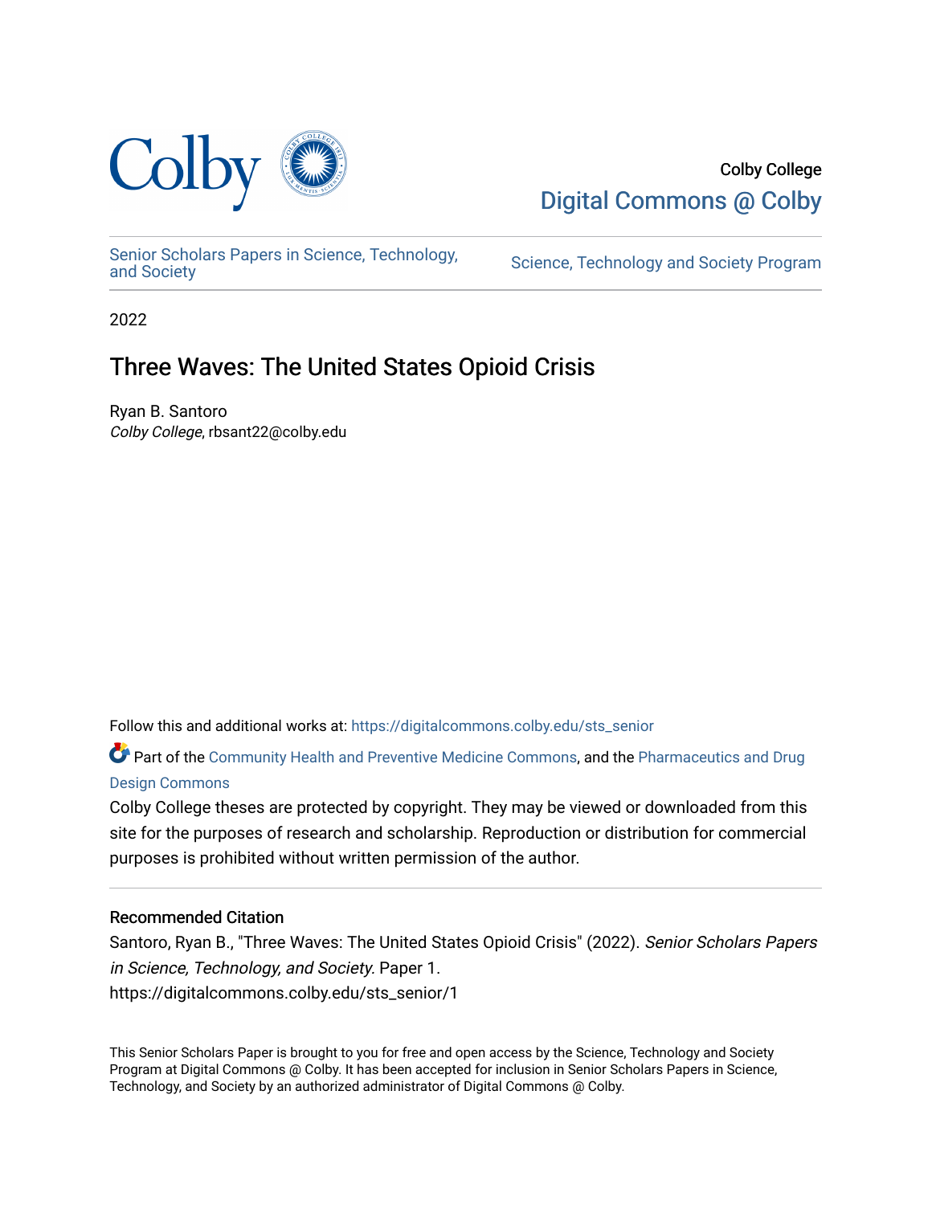Colby College

Digital Commons @ Colby

Senior Scholars Papers in Science, Technology, and Society

Science, Technology and Society Program

2022

# Three Waves: The United States Opioid Crisis

Ryan B. Santoro

*Colby College*, rbsant22@colby.edu

Follow this and additional works at: https://digitalcommons.colby.edu/sts_senior

Part of the Community Health and Preventive Medicine Commons, and the Pharmaceutics and Drug Design Commons

Colby College theses are protected by copyright. They may be viewed or downloaded from this site for the purposes of research and scholarship. Reproduction or distribution for commercial purposes is prohibited without written permission of the author.

### Recommended Citation

Santoro, Ryan B., "Three Waves: The United States Opioid Crisis" (2022). *Senior Scholars Papers in Science, Technology, and Society.* Paper 1.
https://digitalcommons.colby.edu/sts_senior/1

This Senior Scholars Paper is brought to you for free and open access by the Science, Technology and Society Program at Digital Commons @ Colby. It has been accepted for inclusion in Senior Scholars Papers in Science, Technology, and Society by an authorized administrator of Digital Commons @ Colby.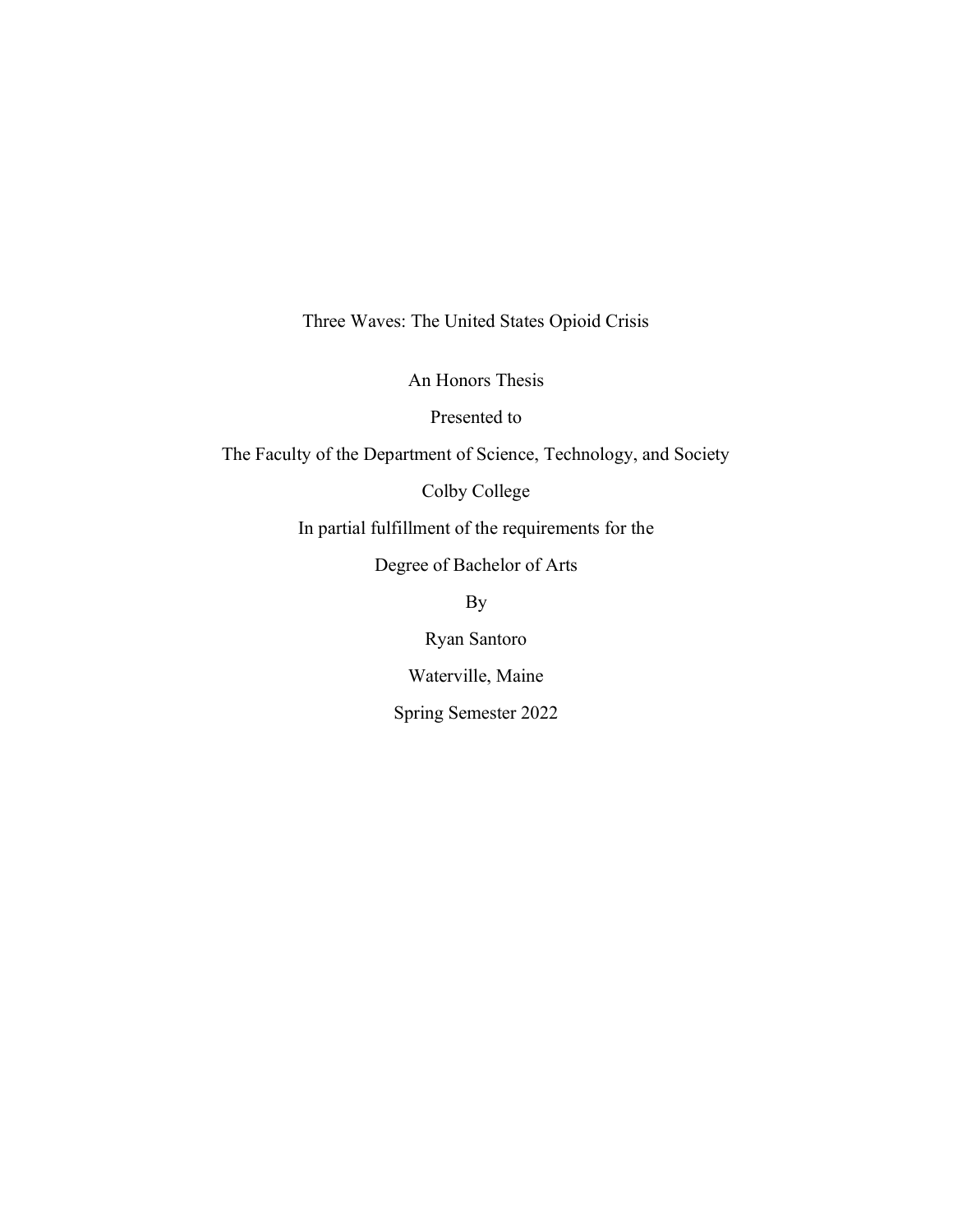# Three Waves: The United States Opioid Crisis

An Honors Thesis

Presented to

The Faculty of the Department of Science, Technology, and Society

Colby College

In partial fulfillment of the requirements for the

Degree of Bachelor of Arts

By

Ryan Santoro

Waterville, Maine

Spring Semester 2022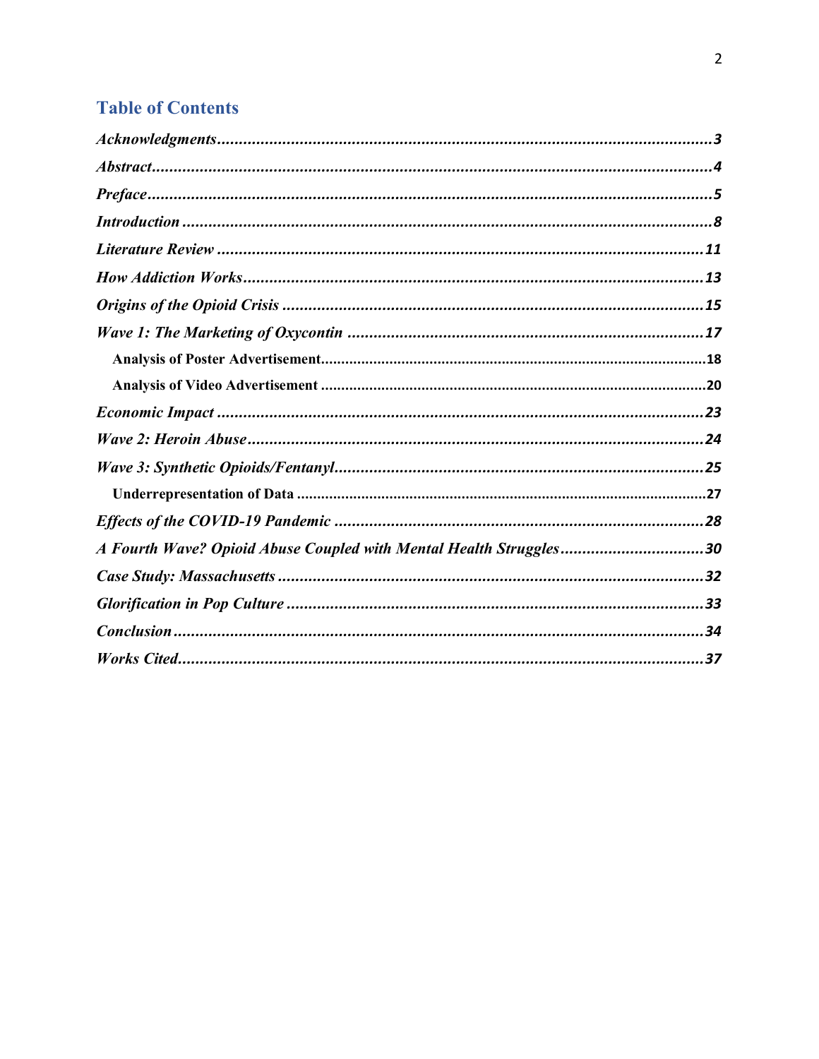## Table of Contents

*Acknowledgments*......3

*Abstract*......4

*Preface*......5

*Introduction*......8

*Literature Review*......11

*How Addiction Works*......13

*Origins of the Opioid Crisis*......15

*Wave 1: The Marketing of Oxycontin*......17

- **Analysis of Poster Advertisement**......18
- **Analysis of Video Advertisement**......20

*Economic Impact*......23

*Wave 2: Heroin Abuse*......24

*Wave 3: Synthetic Opioids/Fentanyl*......25

- **Underrepresentation of Data**......27

*Effects of the COVID-19 Pandemic*......28

*A Fourth Wave? Opioid Abuse Coupled with Mental Health Struggles*......30

*Case Study: Massachusetts*......32

*Glorification in Pop Culture*......33

*Conclusion*......34

*Works Cited*......37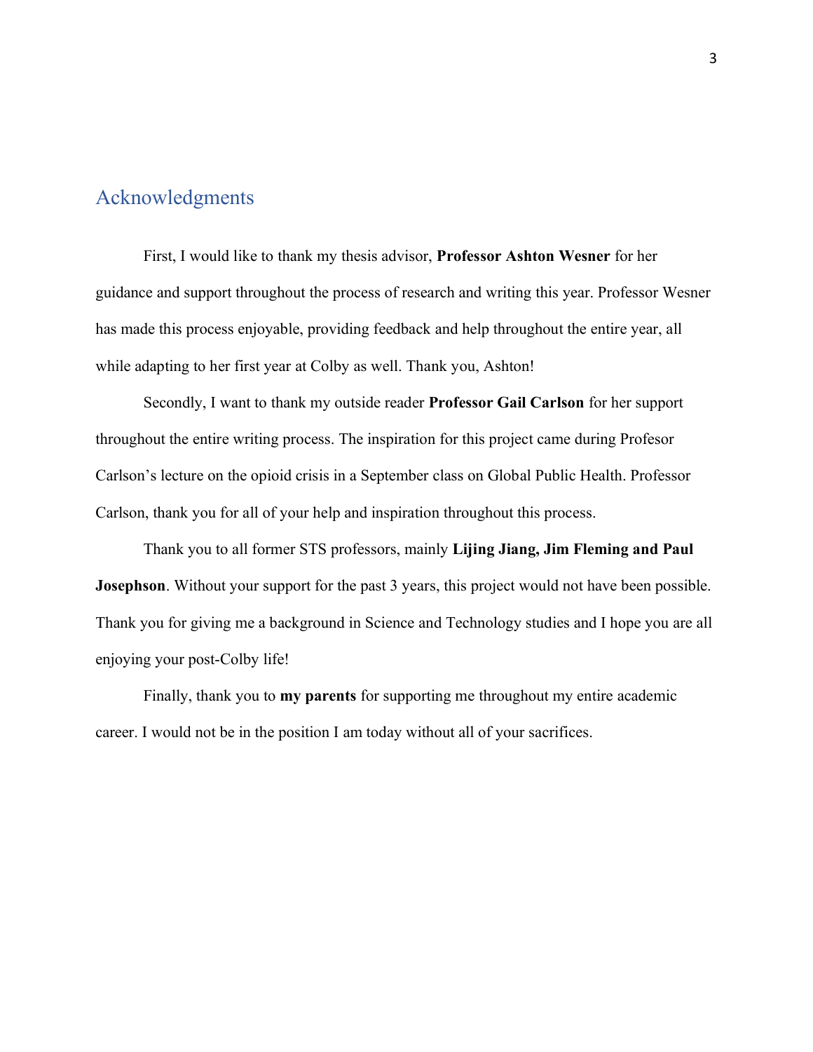## Acknowledgments

First, I would like to thank my thesis advisor, **Professor Ashton Wesner** for her guidance and support throughout the process of research and writing this year. Professor Wesner has made this process enjoyable, providing feedback and help throughout the entire year, all while adapting to her first year at Colby as well. Thank you, Ashton!

Secondly, I want to thank my outside reader **Professor Gail Carlson** for her support throughout the entire writing process. The inspiration for this project came during Profesor Carlson's lecture on the opioid crisis in a September class on Global Public Health. Professor Carlson, thank you for all of your help and inspiration throughout this process.

Thank you to all former STS professors, mainly **Lijing Jiang, Jim Fleming and Paul Josephson**. Without your support for the past 3 years, this project would not have been possible. Thank you for giving me a background in Science and Technology studies and I hope you are all enjoying your post-Colby life!

Finally, thank you to **my parents** for supporting me throughout my entire academic career. I would not be in the position I am today without all of your sacrifices.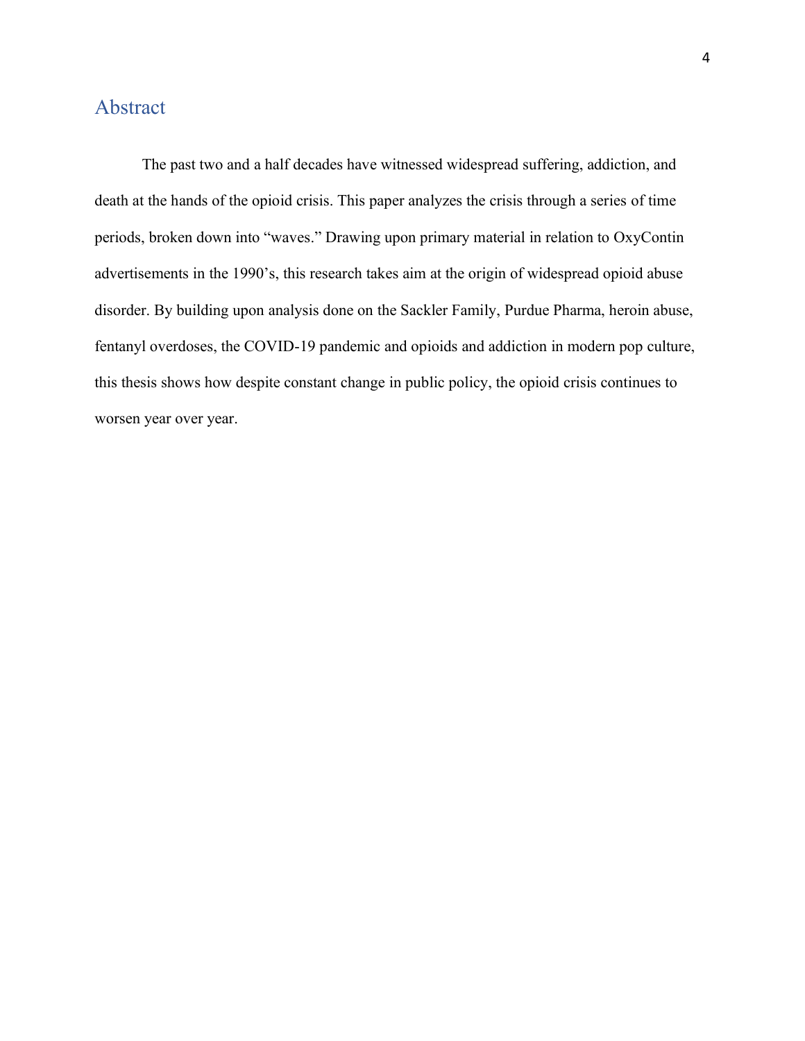## Abstract

The past two and a half decades have witnessed widespread suffering, addiction, and death at the hands of the opioid crisis. This paper analyzes the crisis through a series of time periods, broken down into "waves." Drawing upon primary material in relation to OxyContin advertisements in the 1990's, this research takes aim at the origin of widespread opioid abuse disorder. By building upon analysis done on the Sackler Family, Purdue Pharma, heroin abuse, fentanyl overdoses, the COVID-19 pandemic and opioids and addiction in modern pop culture, this thesis shows how despite constant change in public policy, the opioid crisis continues to worsen year over year.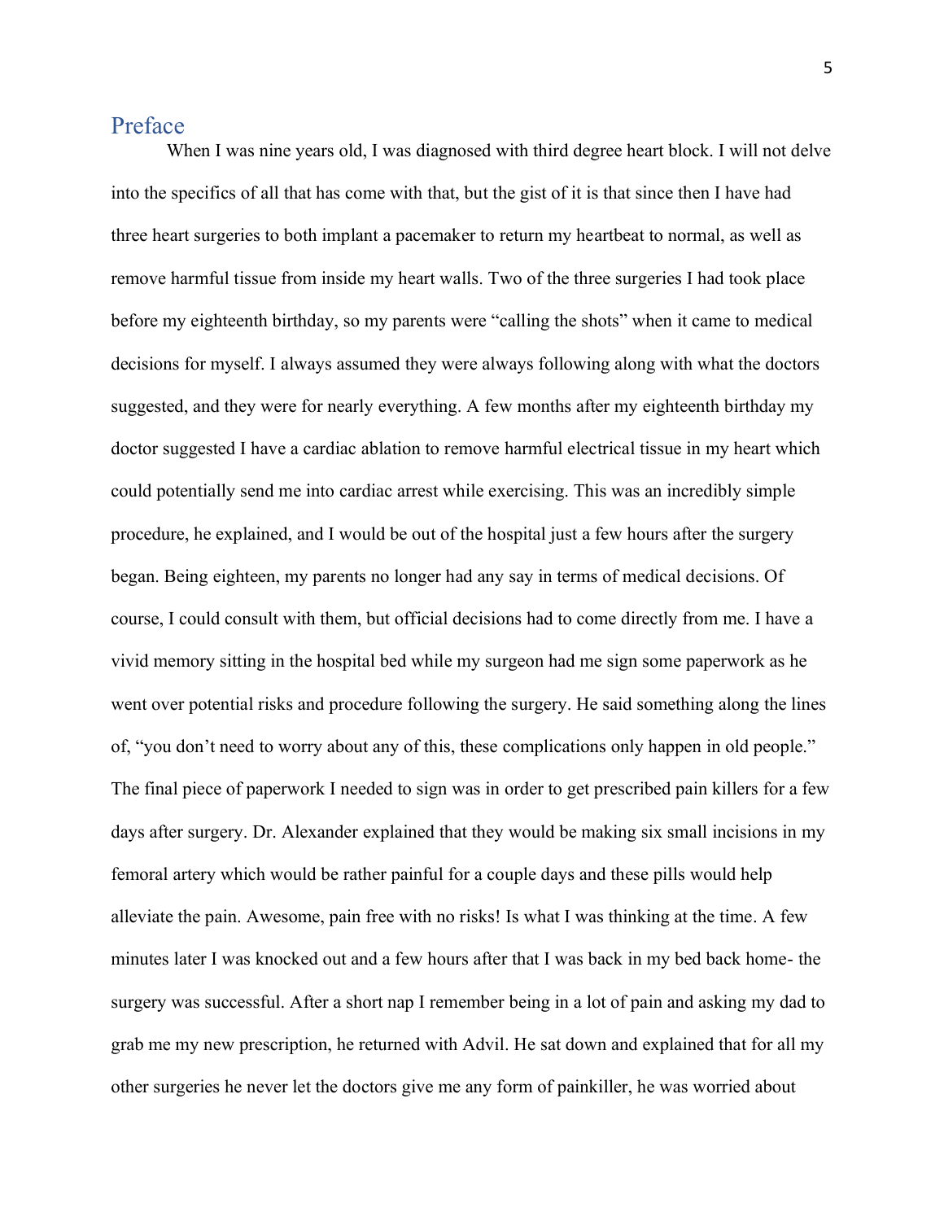## Preface

When I was nine years old, I was diagnosed with third degree heart block. I will not delve into the specifics of all that has come with that, but the gist of it is that since then I have had three heart surgeries to both implant a pacemaker to return my heartbeat to normal, as well as remove harmful tissue from inside my heart walls. Two of the three surgeries I had took place before my eighteenth birthday, so my parents were "calling the shots" when it came to medical decisions for myself. I always assumed they were always following along with what the doctors suggested, and they were for nearly everything. A few months after my eighteenth birthday my doctor suggested I have a cardiac ablation to remove harmful electrical tissue in my heart which could potentially send me into cardiac arrest while exercising. This was an incredibly simple procedure, he explained, and I would be out of the hospital just a few hours after the surgery began. Being eighteen, my parents no longer had any say in terms of medical decisions. Of course, I could consult with them, but official decisions had to come directly from me. I have a vivid memory sitting in the hospital bed while my surgeon had me sign some paperwork as he went over potential risks and procedure following the surgery. He said something along the lines of, "you don't need to worry about any of this, these complications only happen in old people." The final piece of paperwork I needed to sign was in order to get prescribed pain killers for a few days after surgery. Dr. Alexander explained that they would be making six small incisions in my femoral artery which would be rather painful for a couple days and these pills would help alleviate the pain. Awesome, pain free with no risks! Is what I was thinking at the time. A few minutes later I was knocked out and a few hours after that I was back in my bed back home- the surgery was successful. After a short nap I remember being in a lot of pain and asking my dad to grab me my new prescription, he returned with Advil. He sat down and explained that for all my other surgeries he never let the doctors give me any form of painkiller, he was worried about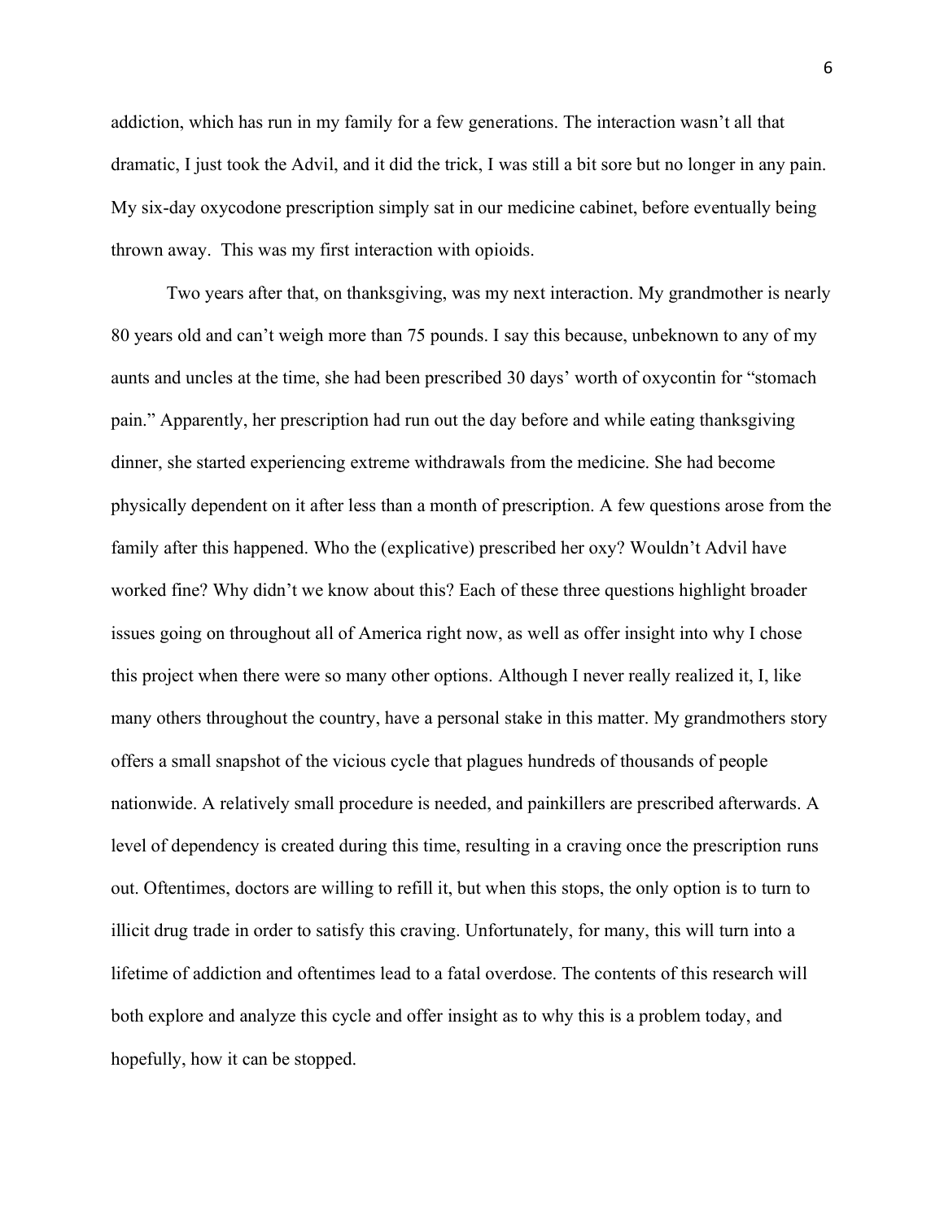addiction, which has run in my family for a few generations. The interaction wasn't all that dramatic, I just took the Advil, and it did the trick, I was still a bit sore but no longer in any pain. My six-day oxycodone prescription simply sat in our medicine cabinet, before eventually being thrown away.  This was my first interaction with opioids.

Two years after that, on thanksgiving, was my next interaction. My grandmother is nearly 80 years old and can't weigh more than 75 pounds. I say this because, unbeknown to any of my aunts and uncles at the time, she had been prescribed 30 days' worth of oxycontin for "stomach pain." Apparently, her prescription had run out the day before and while eating thanksgiving dinner, she started experiencing extreme withdrawals from the medicine. She had become physically dependent on it after less than a month of prescription. A few questions arose from the family after this happened. Who the (explicative) prescribed her oxy? Wouldn't Advil have worked fine? Why didn't we know about this? Each of these three questions highlight broader issues going on throughout all of America right now, as well as offer insight into why I chose this project when there were so many other options. Although I never really realized it, I, like many others throughout the country, have a personal stake in this matter. My grandmothers story offers a small snapshot of the vicious cycle that plagues hundreds of thousands of people nationwide. A relatively small procedure is needed, and painkillers are prescribed afterwards. A level of dependency is created during this time, resulting in a craving once the prescription runs out. Oftentimes, doctors are willing to refill it, but when this stops, the only option is to turn to illicit drug trade in order to satisfy this craving. Unfortunately, for many, this will turn into a lifetime of addiction and oftentimes lead to a fatal overdose. The contents of this research will both explore and analyze this cycle and offer insight as to why this is a problem today, and hopefully, how it can be stopped.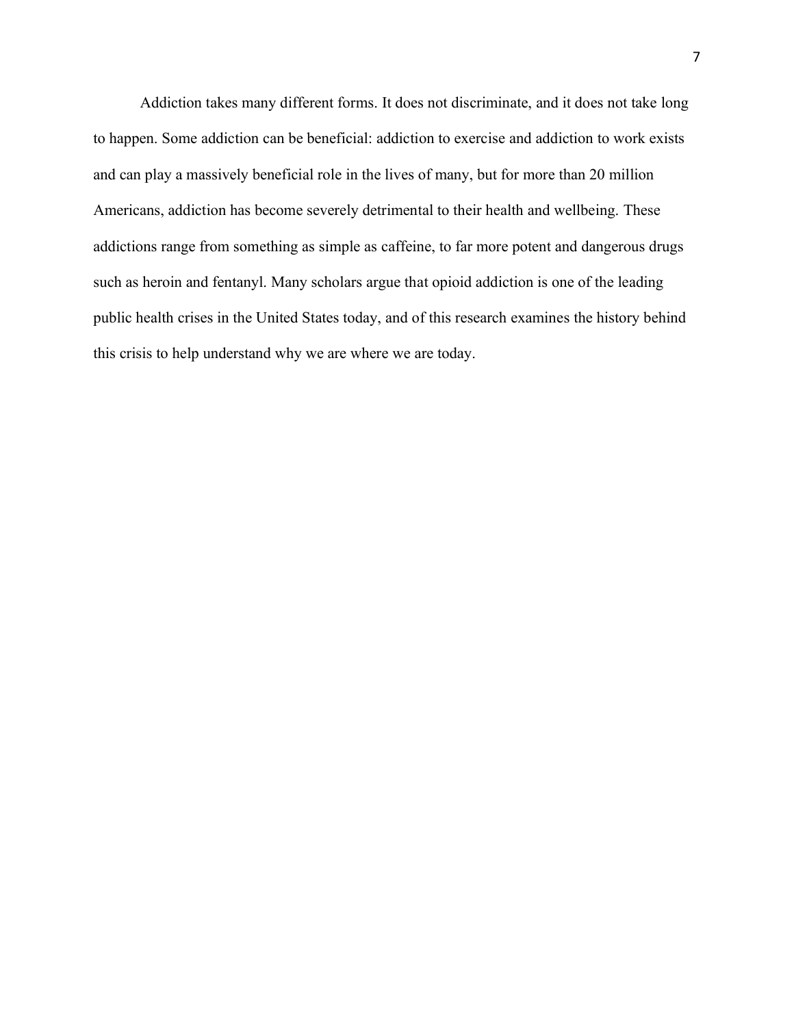Addiction takes many different forms. It does not discriminate, and it does not take long to happen. Some addiction can be beneficial: addiction to exercise and addiction to work exists and can play a massively beneficial role in the lives of many, but for more than 20 million Americans, addiction has become severely detrimental to their health and wellbeing. These addictions range from something as simple as caffeine, to far more potent and dangerous drugs such as heroin and fentanyl. Many scholars argue that opioid addiction is one of the leading public health crises in the United States today, and of this research examines the history behind this crisis to help understand why we are where we are today.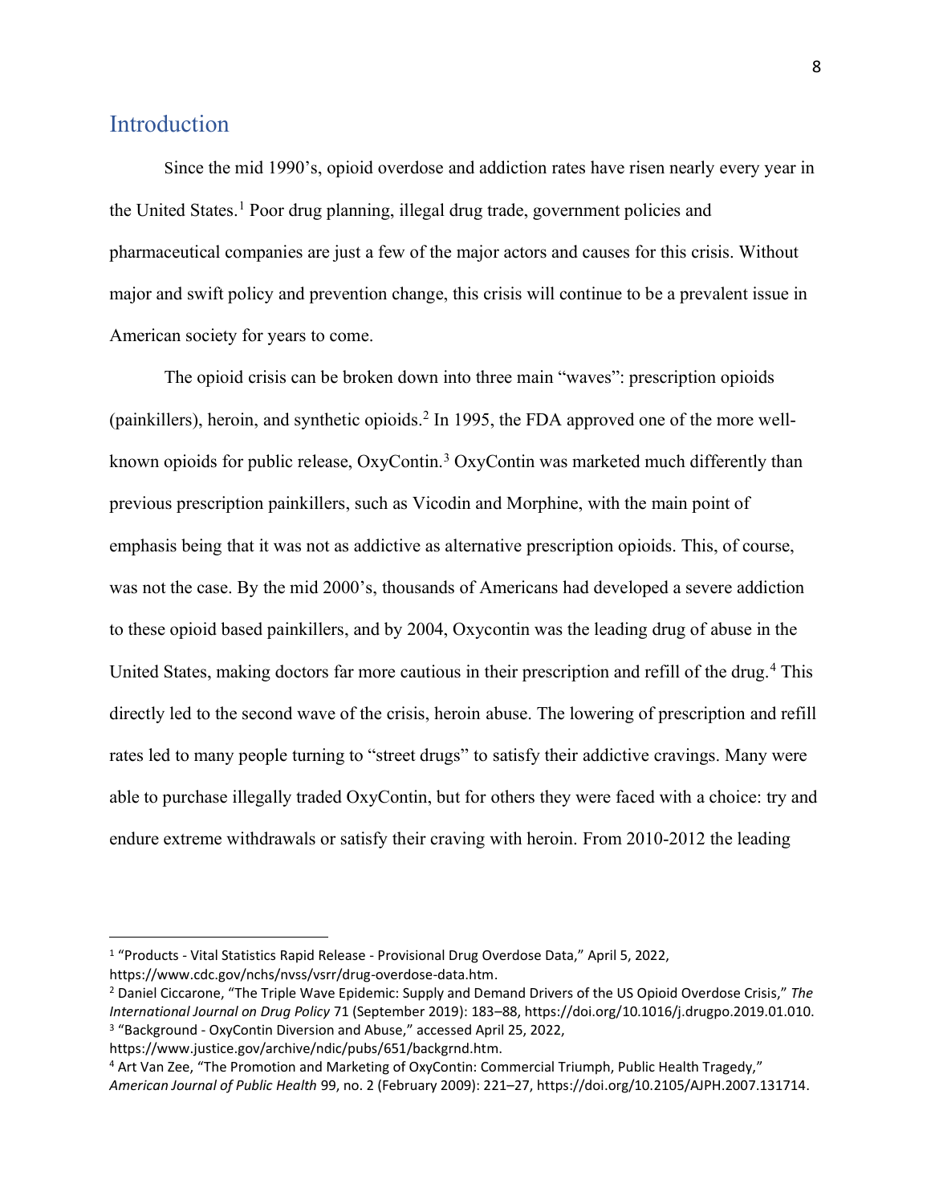## Introduction

Since the mid 1990's, opioid overdose and addiction rates have risen nearly every year in the United States.[1] Poor drug planning, illegal drug trade, government policies and pharmaceutical companies are just a few of the major actors and causes for this crisis. Without major and swift policy and prevention change, this crisis will continue to be a prevalent issue in American society for years to come.

The opioid crisis can be broken down into three main "waves": prescription opioids (painkillers), heroin, and synthetic opioids.[2] In 1995, the FDA approved one of the more well-known opioids for public release, OxyContin.[3] OxyContin was marketed much differently than previous prescription painkillers, such as Vicodin and Morphine, with the main point of emphasis being that it was not as addictive as alternative prescription opioids. This, of course, was not the case. By the mid 2000's, thousands of Americans had developed a severe addiction to these opioid based painkillers, and by 2004, Oxycontin was the leading drug of abuse in the United States, making doctors far more cautious in their prescription and refill of the drug.[4] This directly led to the second wave of the crisis, heroin abuse. The lowering of prescription and refill rates led to many people turning to "street drugs" to satisfy their addictive cravings. Many were able to purchase illegally traded OxyContin, but for others they were faced with a choice: try and endure extreme withdrawals or satisfy their craving with heroin. From 2010-2012 the leading

---

[1] "Products - Vital Statistics Rapid Release - Provisional Drug Overdose Data," April 5, 2022, https://www.cdc.gov/nchs/nvss/vsrr/drug-overdose-data.htm.

[2] Daniel Ciccarone, "The Triple Wave Epidemic: Supply and Demand Drivers of the US Opioid Overdose Crisis," *The International Journal on Drug Policy* 71 (September 2019): 183–88, https://doi.org/10.1016/j.drugpo.2019.01.010.

[3] "Background - OxyContin Diversion and Abuse," accessed April 25, 2022, https://www.justice.gov/archive/ndic/pubs/651/backgrnd.htm.

[4] Art Van Zee, "The Promotion and Marketing of OxyContin: Commercial Triumph, Public Health Tragedy," *American Journal of Public Health* 99, no. 2 (February 2009): 221–27, https://doi.org/10.2105/AJPH.2007.131714.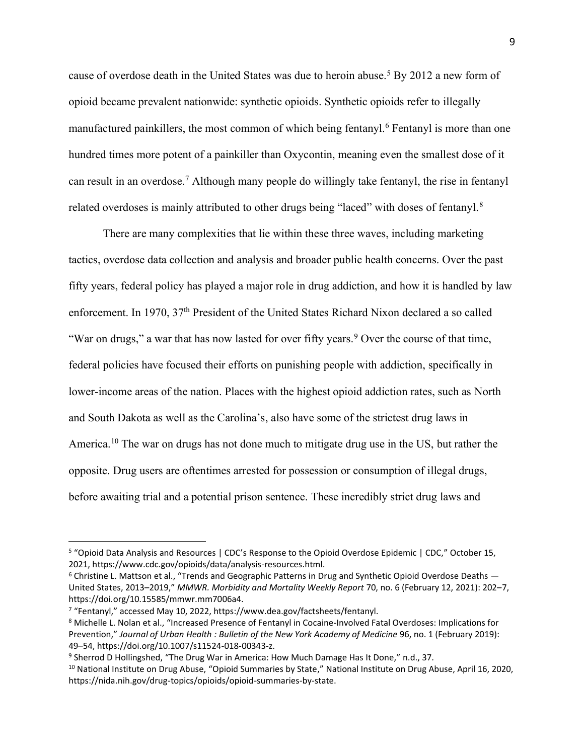cause of overdose death in the United States was due to heroin abuse.[5] By 2012 a new form of opioid became prevalent nationwide: synthetic opioids. Synthetic opioids refer to illegally manufactured painkillers, the most common of which being fentanyl.[6] Fentanyl is more than one hundred times more potent of a painkiller than Oxycontin, meaning even the smallest dose of it can result in an overdose.[7] Although many people do willingly take fentanyl, the rise in fentanyl related overdoses is mainly attributed to other drugs being "laced" with doses of fentanyl.[8]

There are many complexities that lie within these three waves, including marketing tactics, overdose data collection and analysis and broader public health concerns. Over the past fifty years, federal policy has played a major role in drug addiction, and how it is handled by law enforcement. In 1970, 37th President of the United States Richard Nixon declared a so called "War on drugs," a war that has now lasted for over fifty years.[9] Over the course of that time, federal policies have focused their efforts on punishing people with addiction, specifically in lower-income areas of the nation. Places with the highest opioid addiction rates, such as North and South Dakota as well as the Carolina's, also have some of the strictest drug laws in America.[10] The war on drugs has not done much to mitigate drug use in the US, but rather the opposite. Drug users are oftentimes arrested for possession or consumption of illegal drugs, before awaiting trial and a potential prison sentence. These incredibly strict drug laws and

---

[5] "Opioid Data Analysis and Resources | CDC's Response to the Opioid Overdose Epidemic | CDC," October 15, 2021, https://www.cdc.gov/opioids/data/analysis-resources.html.

[6] Christine L. Mattson et al., "Trends and Geographic Patterns in Drug and Synthetic Opioid Overdose Deaths — United States, 2013–2019," *MMWR. Morbidity and Mortality Weekly Report* 70, no. 6 (February 12, 2021): 202–7, https://doi.org/10.15585/mmwr.mm7006a4.

[7] "Fentanyl," accessed May 10, 2022, https://www.dea.gov/factsheets/fentanyl.

[8] Michelle L. Nolan et al., "Increased Presence of Fentanyl in Cocaine-Involved Fatal Overdoses: Implications for Prevention," *Journal of Urban Health : Bulletin of the New York Academy of Medicine* 96, no. 1 (February 2019): 49–54, https://doi.org/10.1007/s11524-018-00343-z.

[9] Sherrod D Hollingshed, "The Drug War in America: How Much Damage Has It Done," n.d., 37.

[10] National Institute on Drug Abuse, "Opioid Summaries by State," National Institute on Drug Abuse, April 16, 2020, https://nida.nih.gov/drug-topics/opioids/opioid-summaries-by-state.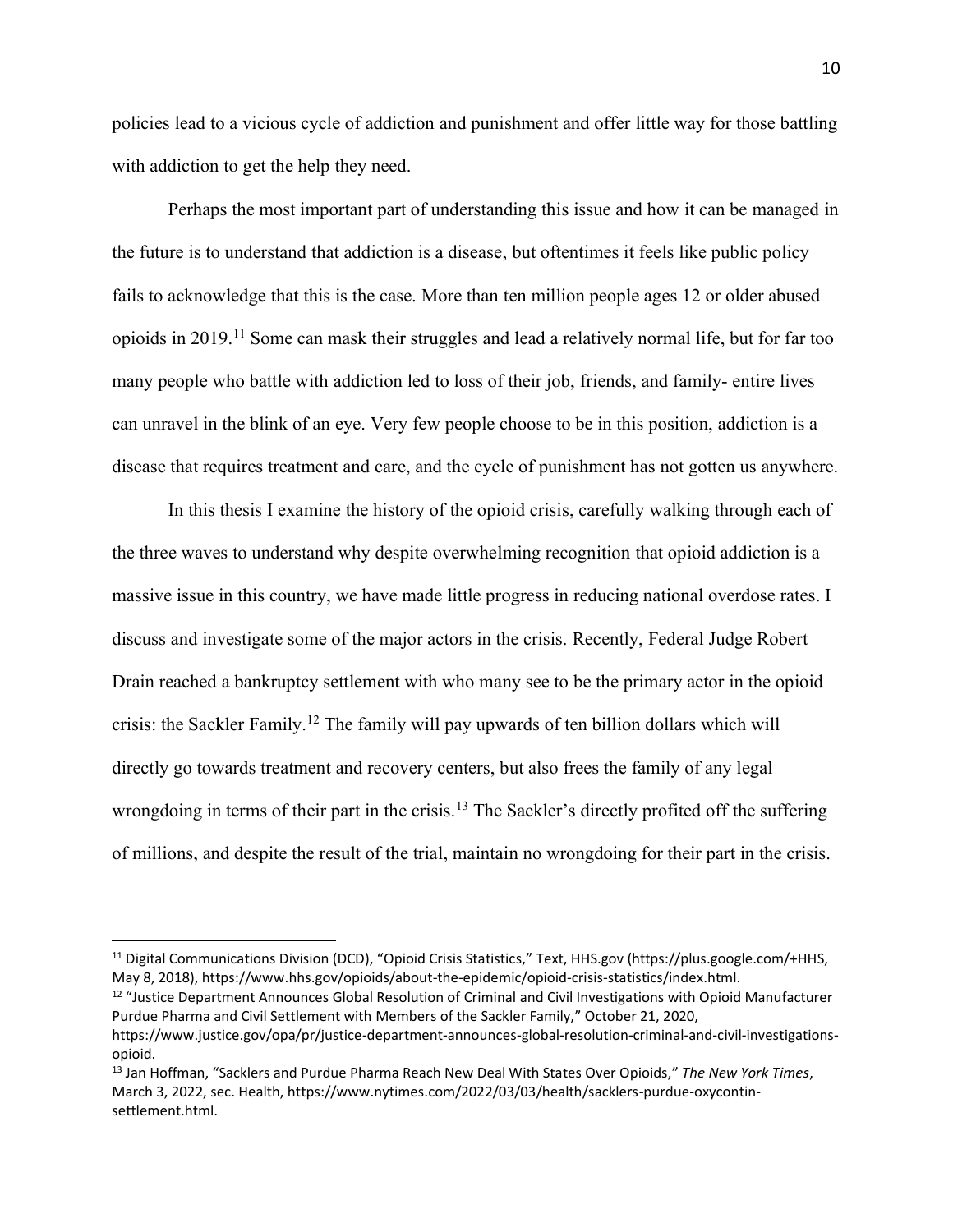policies lead to a vicious cycle of addiction and punishment and offer little way for those battling with addiction to get the help they need.

Perhaps the most important part of understanding this issue and how it can be managed in the future is to understand that addiction is a disease, but oftentimes it feels like public policy fails to acknowledge that this is the case. More than ten million people ages 12 or older abused opioids in 2019.[11] Some can mask their struggles and lead a relatively normal life, but for far too many people who battle with addiction led to loss of their job, friends, and family- entire lives can unravel in the blink of an eye. Very few people choose to be in this position, addiction is a disease that requires treatment and care, and the cycle of punishment has not gotten us anywhere.

In this thesis I examine the history of the opioid crisis, carefully walking through each of the three waves to understand why despite overwhelming recognition that opioid addiction is a massive issue in this country, we have made little progress in reducing national overdose rates. I discuss and investigate some of the major actors in the crisis. Recently, Federal Judge Robert Drain reached a bankruptcy settlement with who many see to be the primary actor in the opioid crisis: the Sackler Family.[12] The family will pay upwards of ten billion dollars which will directly go towards treatment and recovery centers, but also frees the family of any legal wrongdoing in terms of their part in the crisis.[13] The Sackler's directly profited off the suffering of millions, and despite the result of the trial, maintain no wrongdoing for their part in the crisis.

---

[11] Digital Communications Division (DCD), "Opioid Crisis Statistics," Text, HHS.gov (https://plus.google.com/+HHS, May 8, 2018), https://www.hhs.gov/opioids/about-the-epidemic/opioid-crisis-statistics/index.html.

[12] "Justice Department Announces Global Resolution of Criminal and Civil Investigations with Opioid Manufacturer Purdue Pharma and Civil Settlement with Members of the Sackler Family," October 21, 2020, https://www.justice.gov/opa/pr/justice-department-announces-global-resolution-criminal-and-civil-investigations-opioid.

[13] Jan Hoffman, "Sacklers and Purdue Pharma Reach New Deal With States Over Opioids," *The New York Times*, March 3, 2022, sec. Health, https://www.nytimes.com/2022/03/03/health/sacklers-purdue-oxycontin-settlement.html.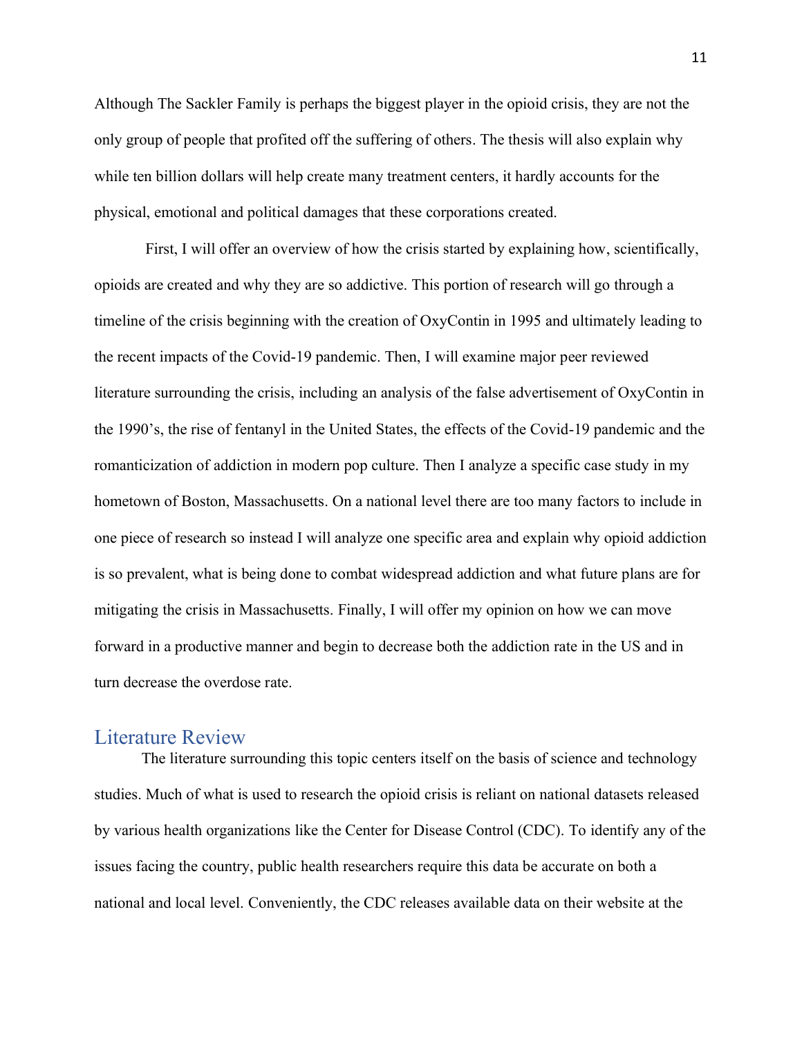Although The Sackler Family is perhaps the biggest player in the opioid crisis, they are not the only group of people that profited off the suffering of others. The thesis will also explain why while ten billion dollars will help create many treatment centers, it hardly accounts for the physical, emotional and political damages that these corporations created.

First, I will offer an overview of how the crisis started by explaining how, scientifically, opioids are created and why they are so addictive. This portion of research will go through a timeline of the crisis beginning with the creation of OxyContin in 1995 and ultimately leading to the recent impacts of the Covid-19 pandemic. Then, I will examine major peer reviewed literature surrounding the crisis, including an analysis of the false advertisement of OxyContin in the 1990's, the rise of fentanyl in the United States, the effects of the Covid-19 pandemic and the romanticization of addiction in modern pop culture. Then I analyze a specific case study in my hometown of Boston, Massachusetts. On a national level there are too many factors to include in one piece of research so instead I will analyze one specific area and explain why opioid addiction is so prevalent, what is being done to combat widespread addiction and what future plans are for mitigating the crisis in Massachusetts. Finally, I will offer my opinion on how we can move forward in a productive manner and begin to decrease both the addiction rate in the US and in turn decrease the overdose rate.

## Literature Review

The literature surrounding this topic centers itself on the basis of science and technology studies. Much of what is used to research the opioid crisis is reliant on national datasets released by various health organizations like the Center for Disease Control (CDC). To identify any of the issues facing the country, public health researchers require this data be accurate on both a national and local level. Conveniently, the CDC releases available data on their website at the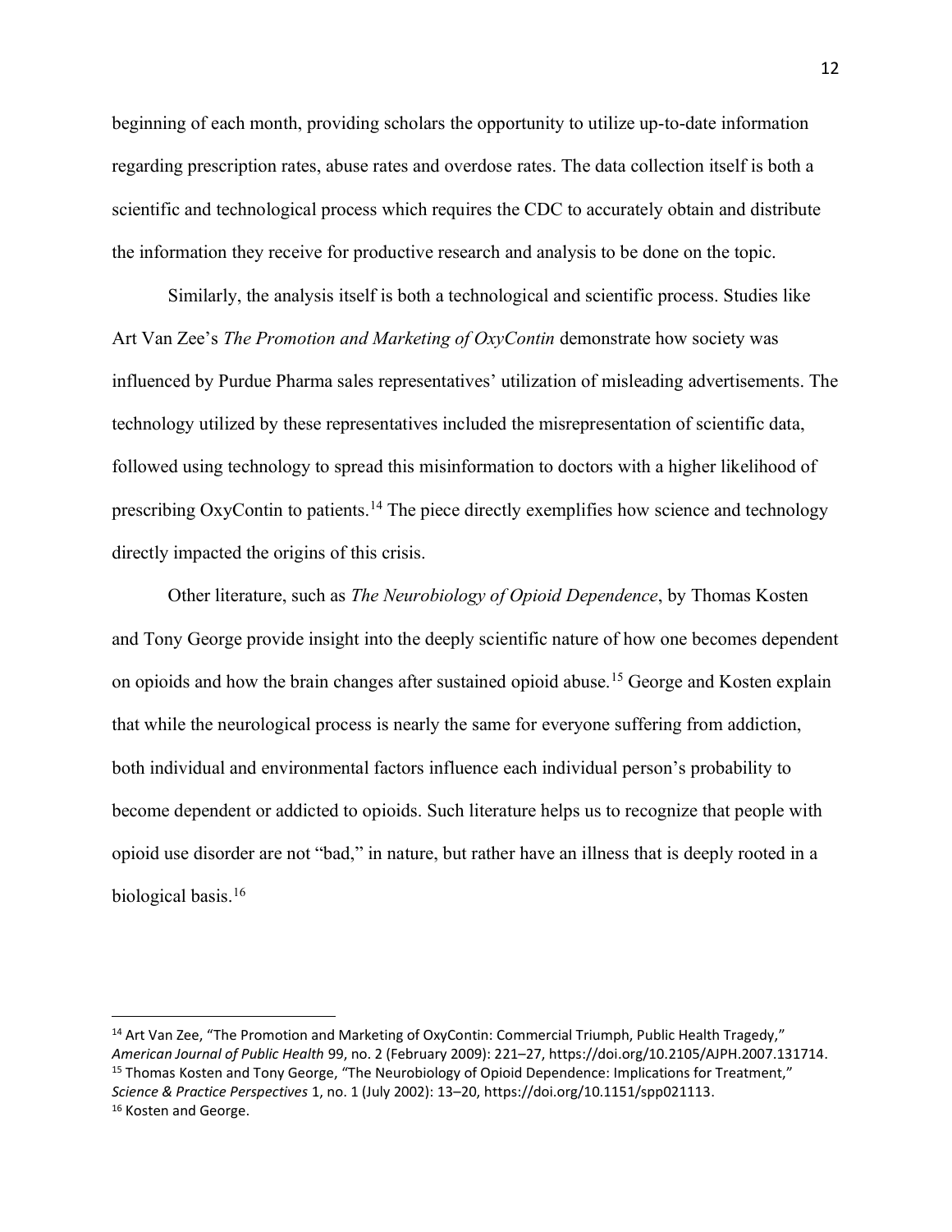beginning of each month, providing scholars the opportunity to utilize up-to-date information regarding prescription rates, abuse rates and overdose rates. The data collection itself is both a scientific and technological process which requires the CDC to accurately obtain and distribute the information they receive for productive research and analysis to be done on the topic.

Similarly, the analysis itself is both a technological and scientific process. Studies like Art Van Zee's *The Promotion and Marketing of OxyContin* demonstrate how society was influenced by Purdue Pharma sales representatives' utilization of misleading advertisements. The technology utilized by these representatives included the misrepresentation of scientific data, followed using technology to spread this misinformation to doctors with a higher likelihood of prescribing OxyContin to patients.[14] The piece directly exemplifies how science and technology directly impacted the origins of this crisis.

Other literature, such as *The Neurobiology of Opioid Dependence*, by Thomas Kosten and Tony George provide insight into the deeply scientific nature of how one becomes dependent on opioids and how the brain changes after sustained opioid abuse.[15] George and Kosten explain that while the neurological process is nearly the same for everyone suffering from addiction, both individual and environmental factors influence each individual person's probability to become dependent or addicted to opioids. Such literature helps us to recognize that people with opioid use disorder are not "bad," in nature, but rather have an illness that is deeply rooted in a biological basis.[16]

---

[14] Art Van Zee, "The Promotion and Marketing of OxyContin: Commercial Triumph, Public Health Tragedy," *American Journal of Public Health* 99, no. 2 (February 2009): 221–27, https://doi.org/10.2105/AJPH.2007.131714.

[15] Thomas Kosten and Tony George, "The Neurobiology of Opioid Dependence: Implications for Treatment," *Science & Practice Perspectives* 1, no. 1 (July 2002): 13–20, https://doi.org/10.1151/spp021113.

[16] Kosten and George.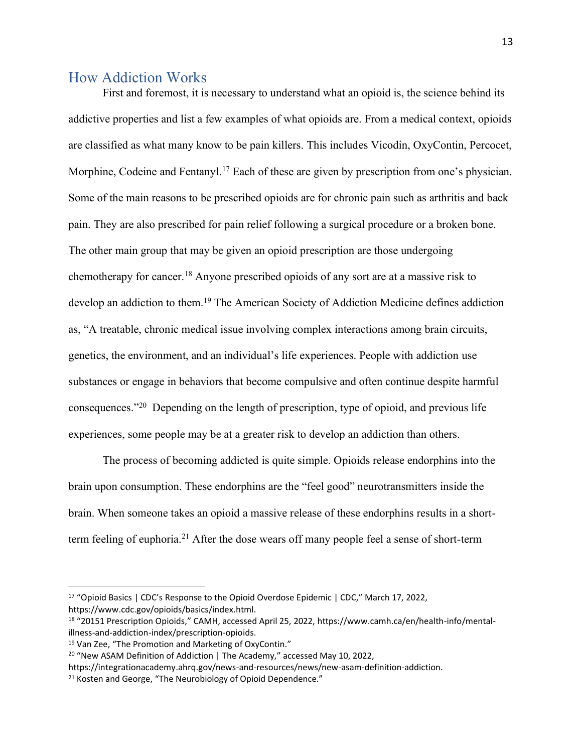## How Addiction Works

First and foremost, it is necessary to understand what an opioid is, the science behind its addictive properties and list a few examples of what opioids are. From a medical context, opioids are classified as what many know to be pain killers. This includes Vicodin, OxyContin, Percocet, Morphine, Codeine and Fentanyl.[17] Each of these are given by prescription from one's physician. Some of the main reasons to be prescribed opioids are for chronic pain such as arthritis and back pain. They are also prescribed for pain relief following a surgical procedure or a broken bone. The other main group that may be given an opioid prescription are those undergoing chemotherapy for cancer.[18] Anyone prescribed opioids of any sort are at a massive risk to develop an addiction to them.[19] The American Society of Addiction Medicine defines addiction as, "A treatable, chronic medical issue involving complex interactions among brain circuits, genetics, the environment, and an individual's life experiences. People with addiction use substances or engage in behaviors that become compulsive and often continue despite harmful consequences."[20] Depending on the length of prescription, type of opioid, and previous life experiences, some people may be at a greater risk to develop an addiction than others.

The process of becoming addicted is quite simple. Opioids release endorphins into the brain upon consumption. These endorphins are the "feel good" neurotransmitters inside the brain. When someone takes an opioid a massive release of these endorphins results in a short-term feeling of euphoria.[21] After the dose wears off many people feel a sense of short-term

---

[17] "Opioid Basics | CDC's Response to the Opioid Overdose Epidemic | CDC," March 17, 2022, https://www.cdc.gov/opioids/basics/index.html.

[18] "20151 Prescription Opioids," CAMH, accessed April 25, 2022, https://www.camh.ca/en/health-info/mental-illness-and-addiction-index/prescription-opioids.

[19] Van Zee, "The Promotion and Marketing of OxyContin."

[20] "New ASAM Definition of Addiction | The Academy," accessed May 10, 2022, https://integrationacademy.ahrq.gov/news-and-resources/news/new-asam-definition-addiction.

[21] Kosten and George, "The Neurobiology of Opioid Dependence."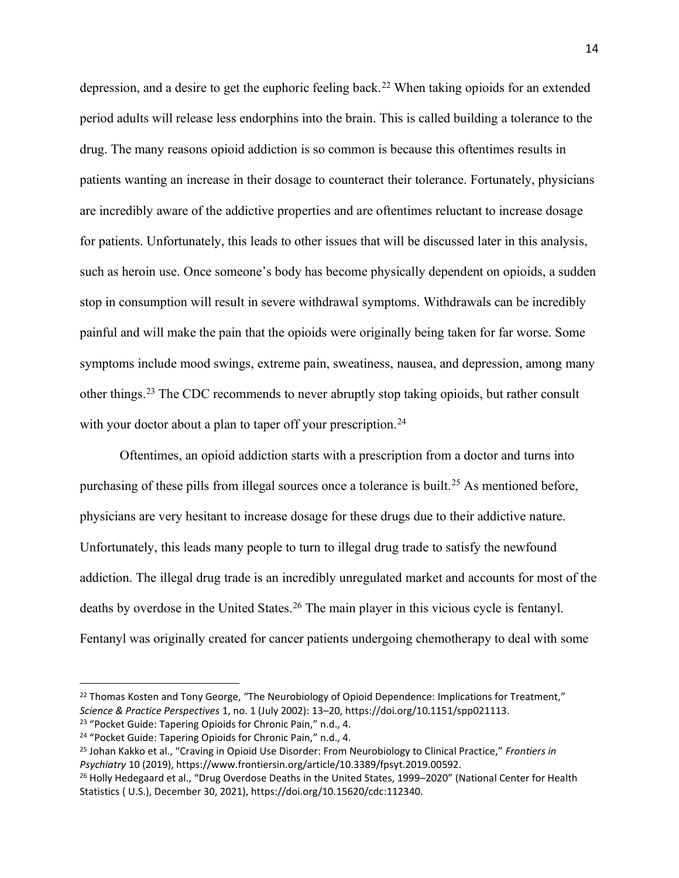depression, and a desire to get the euphoric feeling back.[22] When taking opioids for an extended period adults will release less endorphins into the brain. This is called building a tolerance to the drug. The many reasons opioid addiction is so common is because this oftentimes results in patients wanting an increase in their dosage to counteract their tolerance. Fortunately, physicians are incredibly aware of the addictive properties and are oftentimes reluctant to increase dosage for patients. Unfortunately, this leads to other issues that will be discussed later in this analysis, such as heroin use. Once someone's body has become physically dependent on opioids, a sudden stop in consumption will result in severe withdrawal symptoms. Withdrawals can be incredibly painful and will make the pain that the opioids were originally being taken for far worse. Some symptoms include mood swings, extreme pain, sweatiness, nausea, and depression, among many other things.[23] The CDC recommends to never abruptly stop taking opioids, but rather consult with your doctor about a plan to taper off your prescription.[24]

Oftentimes, an opioid addiction starts with a prescription from a doctor and turns into purchasing of these pills from illegal sources once a tolerance is built.[25] As mentioned before, physicians are very hesitant to increase dosage for these drugs due to their addictive nature. Unfortunately, this leads many people to turn to illegal drug trade to satisfy the newfound addiction. The illegal drug trade is an incredibly unregulated market and accounts for most of the deaths by overdose in the United States.[26] The main player in this vicious cycle is fentanyl. Fentanyl was originally created for cancer patients undergoing chemotherapy to deal with some

---

[22] Thomas Kosten and Tony George, "The Neurobiology of Opioid Dependence: Implications for Treatment," *Science & Practice Perspectives* 1, no. 1 (July 2002): 13–20, https://doi.org/10.1151/spp021113.

[23] "Pocket Guide: Tapering Opioids for Chronic Pain," n.d., 4.

[24] "Pocket Guide: Tapering Opioids for Chronic Pain," n.d., 4.

[25] Johan Kakko et al., "Craving in Opioid Use Disorder: From Neurobiology to Clinical Practice," *Frontiers in Psychiatry* 10 (2019), https://www.frontiersin.org/article/10.3389/fpsyt.2019.00592.

[26] Holly Hedegaard et al., "Drug Overdose Deaths in the United States, 1999–2020" (National Center for Health Statistics ( U.S.), December 30, 2021), https://doi.org/10.15620/cdc:112340.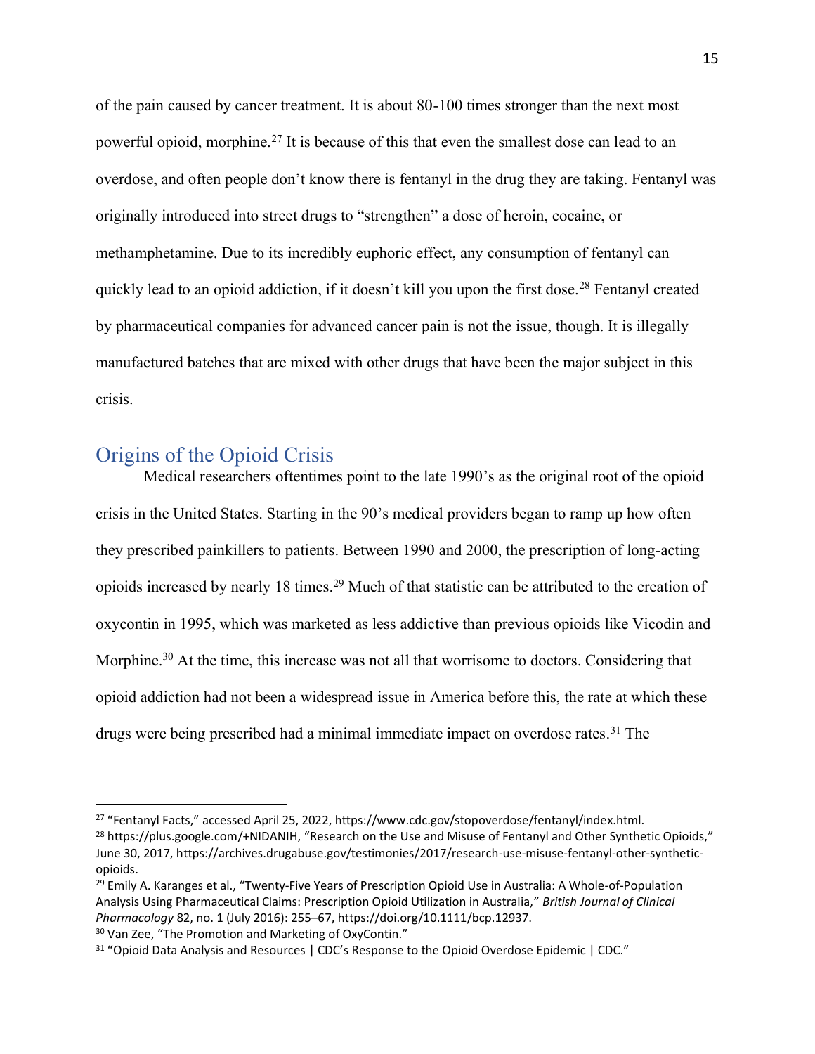of the pain caused by cancer treatment. It is about 80-100 times stronger than the next most powerful opioid, morphine.[27] It is because of this that even the smallest dose can lead to an overdose, and often people don't know there is fentanyl in the drug they are taking. Fentanyl was originally introduced into street drugs to "strengthen" a dose of heroin, cocaine, or methamphetamine. Due to its incredibly euphoric effect, any consumption of fentanyl can quickly lead to an opioid addiction, if it doesn't kill you upon the first dose.[28] Fentanyl created by pharmaceutical companies for advanced cancer pain is not the issue, though. It is illegally manufactured batches that are mixed with other drugs that have been the major subject in this crisis.

## Origins of the Opioid Crisis

Medical researchers oftentimes point to the late 1990's as the original root of the opioid crisis in the United States. Starting in the 90's medical providers began to ramp up how often they prescribed painkillers to patients. Between 1990 and 2000, the prescription of long-acting opioids increased by nearly 18 times.[29] Much of that statistic can be attributed to the creation of oxycontin in 1995, which was marketed as less addictive than previous opioids like Vicodin and Morphine.[30] At the time, this increase was not all that worrisome to doctors. Considering that opioid addiction had not been a widespread issue in America before this, the rate at which these drugs were being prescribed had a minimal immediate impact on overdose rates.[31] The

---

[27] "Fentanyl Facts," accessed April 25, 2022, https://www.cdc.gov/stopoverdose/fentanyl/index.html.

[28] https://plus.google.com/+NIDANIH, "Research on the Use and Misuse of Fentanyl and Other Synthetic Opioids," June 30, 2017, https://archives.drugabuse.gov/testimonies/2017/research-use-misuse-fentanyl-other-synthetic-opioids.

[29] Emily A. Karanges et al., "Twenty-Five Years of Prescription Opioid Use in Australia: A Whole-of-Population Analysis Using Pharmaceutical Claims: Prescription Opioid Utilization in Australia," *British Journal of Clinical Pharmacology* 82, no. 1 (July 2016): 255–67, https://doi.org/10.1111/bcp.12937.

[30] Van Zee, "The Promotion and Marketing of OxyContin."

[31] "Opioid Data Analysis and Resources | CDC's Response to the Opioid Overdose Epidemic | CDC."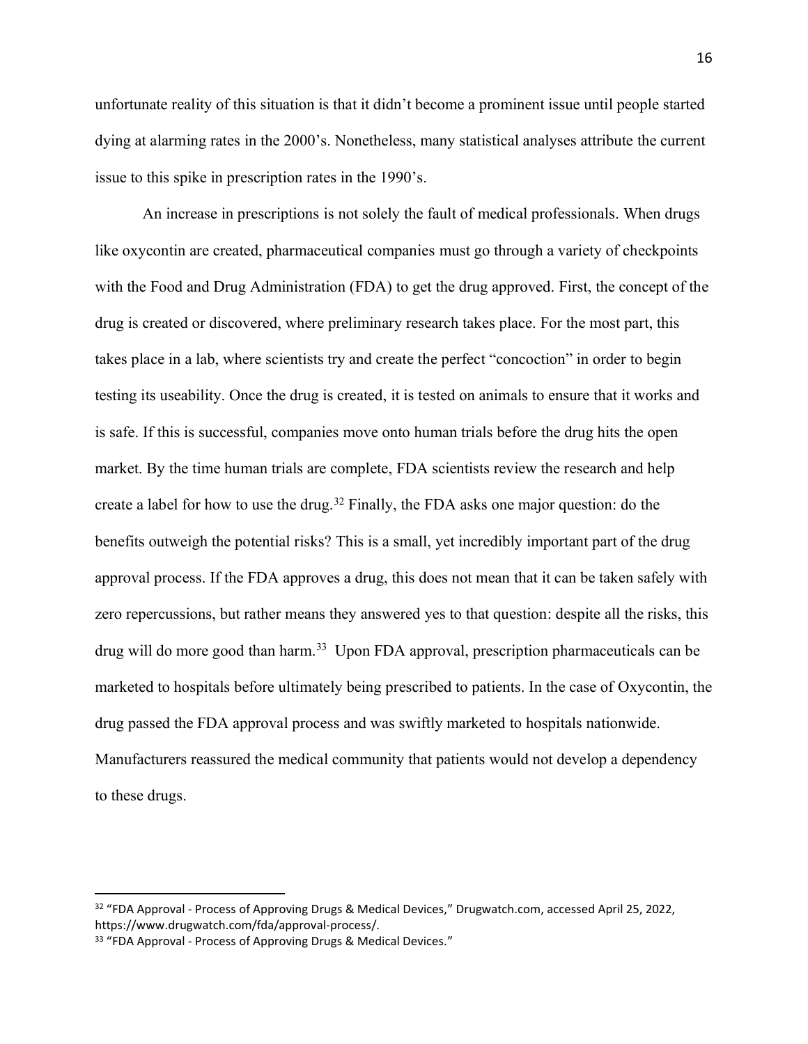unfortunate reality of this situation is that it didn't become a prominent issue until people started dying at alarming rates in the 2000's. Nonetheless, many statistical analyses attribute the current issue to this spike in prescription rates in the 1990's.

An increase in prescriptions is not solely the fault of medical professionals. When drugs like oxycontin are created, pharmaceutical companies must go through a variety of checkpoints with the Food and Drug Administration (FDA) to get the drug approved. First, the concept of the drug is created or discovered, where preliminary research takes place. For the most part, this takes place in a lab, where scientists try and create the perfect "concoction" in order to begin testing its useability. Once the drug is created, it is tested on animals to ensure that it works and is safe. If this is successful, companies move onto human trials before the drug hits the open market. By the time human trials are complete, FDA scientists review the research and help create a label for how to use the drug.[32] Finally, the FDA asks one major question: do the benefits outweigh the potential risks? This is a small, yet incredibly important part of the drug approval process. If the FDA approves a drug, this does not mean that it can be taken safely with zero repercussions, but rather means they answered yes to that question: despite all the risks, this drug will do more good than harm.[33] Upon FDA approval, prescription pharmaceuticals can be marketed to hospitals before ultimately being prescribed to patients. In the case of Oxycontin, the drug passed the FDA approval process and was swiftly marketed to hospitals nationwide. Manufacturers reassured the medical community that patients would not develop a dependency to these drugs.

---

[32] "FDA Approval - Process of Approving Drugs & Medical Devices," Drugwatch.com, accessed April 25, 2022, https://www.drugwatch.com/fda/approval-process/.

[33] "FDA Approval - Process of Approving Drugs & Medical Devices."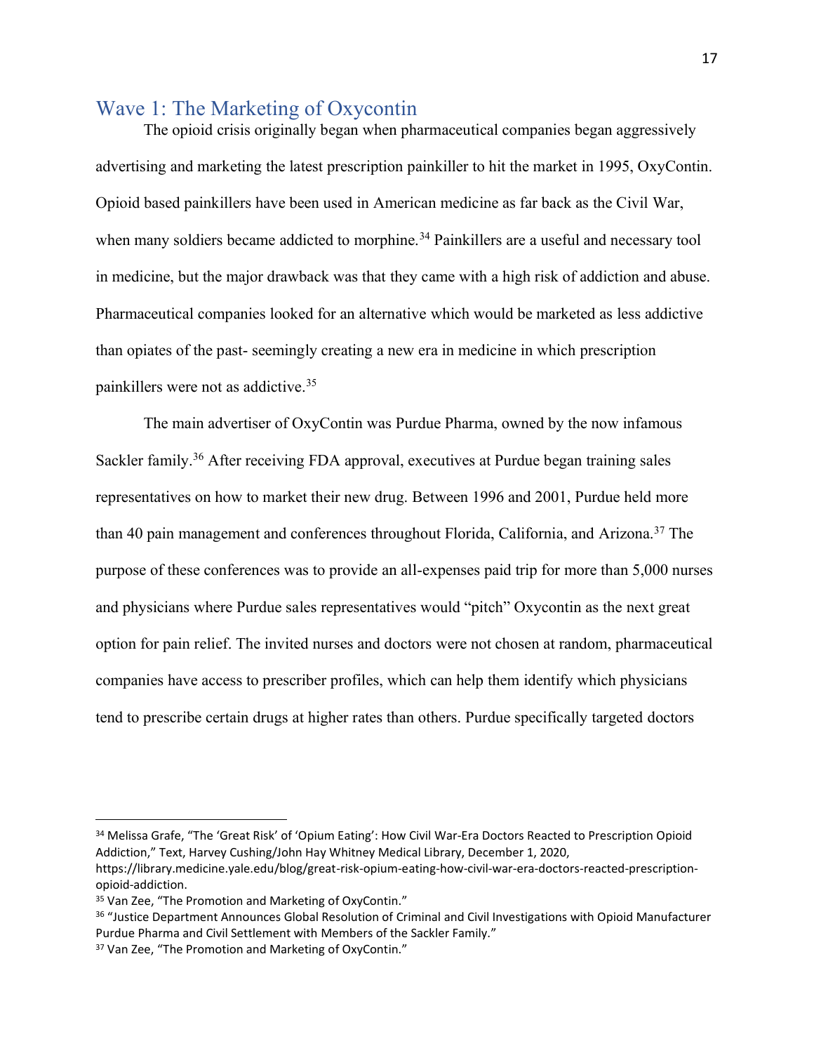## Wave 1: The Marketing of Oxycontin

The opioid crisis originally began when pharmaceutical companies began aggressively advertising and marketing the latest prescription painkiller to hit the market in 1995, OxyContin. Opioid based painkillers have been used in American medicine as far back as the Civil War, when many soldiers became addicted to morphine.[34] Painkillers are a useful and necessary tool in medicine, but the major drawback was that they came with a high risk of addiction and abuse. Pharmaceutical companies looked for an alternative which would be marketed as less addictive than opiates of the past- seemingly creating a new era in medicine in which prescription painkillers were not as addictive.[35]

The main advertiser of OxyContin was Purdue Pharma, owned by the now infamous Sackler family.[36] After receiving FDA approval, executives at Purdue began training sales representatives on how to market their new drug. Between 1996 and 2001, Purdue held more than 40 pain management and conferences throughout Florida, California, and Arizona.[37] The purpose of these conferences was to provide an all-expenses paid trip for more than 5,000 nurses and physicians where Purdue sales representatives would "pitch" Oxycontin as the next great option for pain relief. The invited nurses and doctors were not chosen at random, pharmaceutical companies have access to prescriber profiles, which can help them identify which physicians tend to prescribe certain drugs at higher rates than others. Purdue specifically targeted doctors

---

[34] Melissa Grafe, "The 'Great Risk' of 'Opium Eating': How Civil War-Era Doctors Reacted to Prescription Opioid Addiction," Text, Harvey Cushing/John Hay Whitney Medical Library, December 1, 2020, https://library.medicine.yale.edu/blog/great-risk-opium-eating-how-civil-war-era-doctors-reacted-prescription-opioid-addiction.

[35] Van Zee, "The Promotion and Marketing of OxyContin."

[36] "Justice Department Announces Global Resolution of Criminal and Civil Investigations with Opioid Manufacturer Purdue Pharma and Civil Settlement with Members of the Sackler Family."

[37] Van Zee, "The Promotion and Marketing of OxyContin."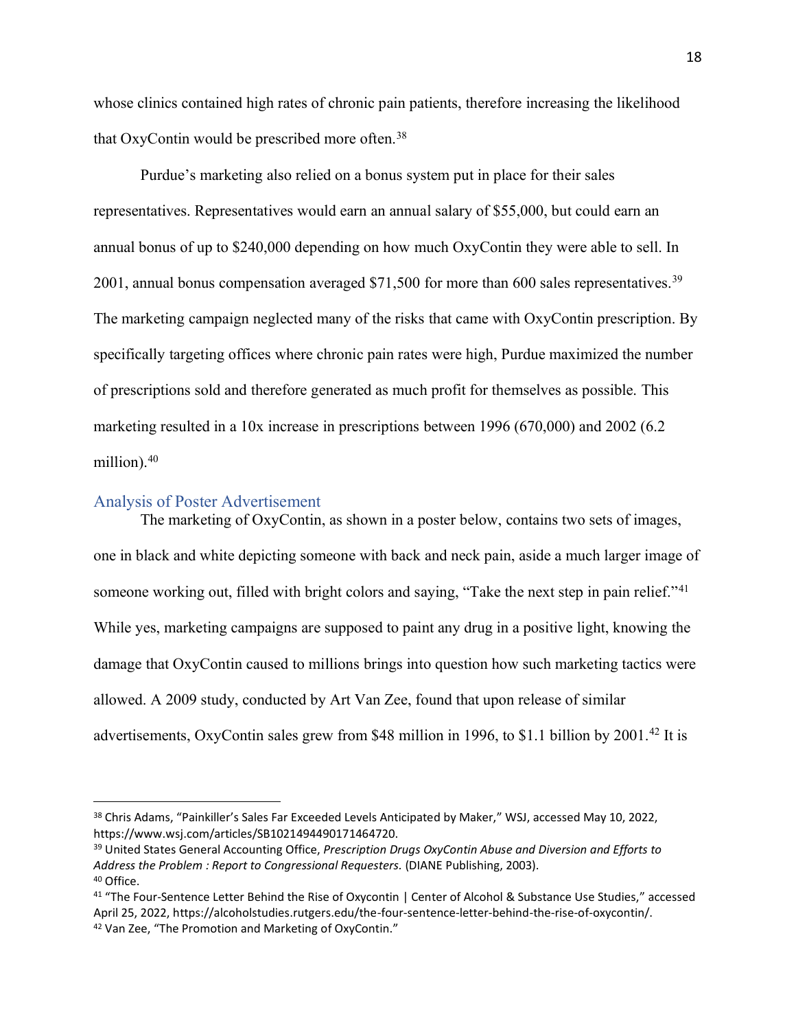whose clinics contained high rates of chronic pain patients, therefore increasing the likelihood that OxyContin would be prescribed more often.[38]

Purdue's marketing also relied on a bonus system put in place for their sales representatives. Representatives would earn an annual salary of $55,000, but could earn an annual bonus of up to $240,000 depending on how much OxyContin they were able to sell. In 2001, annual bonus compensation averaged $71,500 for more than 600 sales representatives.[39] The marketing campaign neglected many of the risks that came with OxyContin prescription. By specifically targeting offices where chronic pain rates were high, Purdue maximized the number of prescriptions sold and therefore generated as much profit for themselves as possible. This marketing resulted in a 10x increase in prescriptions between 1996 (670,000) and 2002 (6.2 million).[40]

## Analysis of Poster Advertisement

The marketing of OxyContin, as shown in a poster below, contains two sets of images, one in black and white depicting someone with back and neck pain, aside a much larger image of someone working out, filled with bright colors and saying, "Take the next step in pain relief."[41] While yes, marketing campaigns are supposed to paint any drug in a positive light, knowing the damage that OxyContin caused to millions brings into question how such marketing tactics were allowed. A 2009 study, conducted by Art Van Zee, found that upon release of similar advertisements, OxyContin sales grew from $48 million in 1996, to $1.1 billion by 2001.[42] It is

---

[38] Chris Adams, "Painkiller's Sales Far Exceeded Levels Anticipated by Maker," WSJ, accessed May 10, 2022, https://www.wsj.com/articles/SB1021494490171464720.

[39] United States General Accounting Office, *Prescription Drugs OxyContin Abuse and Diversion and Efforts to Address the Problem : Report to Congressional Requesters.* (DIANE Publishing, 2003).

[40] Office.

[41] "The Four-Sentence Letter Behind the Rise of Oxycontin | Center of Alcohol & Substance Use Studies," accessed April 25, 2022, https://alcoholstudies.rutgers.edu/the-four-sentence-letter-behind-the-rise-of-oxycontin/.

[42] Van Zee, "The Promotion and Marketing of OxyContin."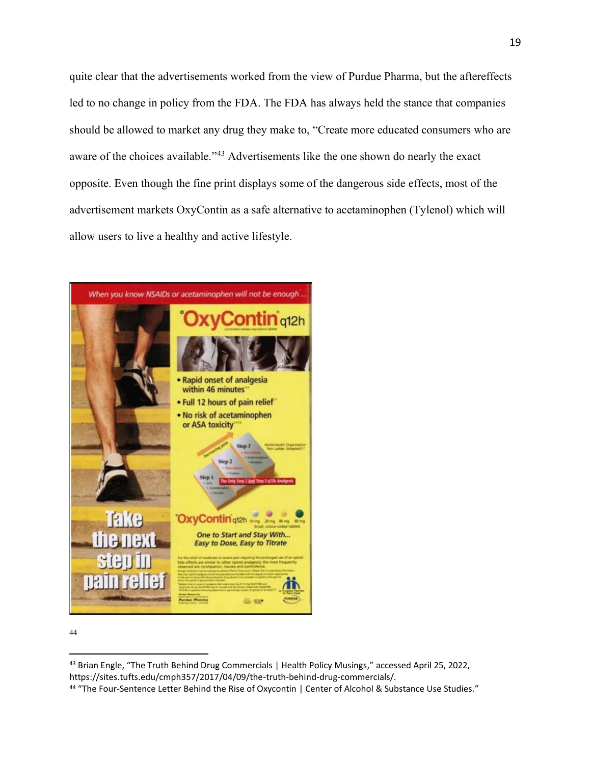quite clear that the advertisements worked from the view of Purdue Pharma, but the aftereffects led to no change in policy from the FDA. The FDA has always held the stance that companies should be allowed to market any drug they make to, "Create more educated consumers who are aware of the choices available."[43] Advertisements like the one shown do nearly the exact opposite. Even though the fine print displays some of the dangerous side effects, most of the advertisement markets OxyContin as a safe alternative to acetaminophen (Tylenol) which will allow users to live a healthy and active lifestyle.

44

[43] Brian Engle, "The Truth Behind Drug Commercials | Health Policy Musings," accessed April 25, 2022, https://sites.tufts.edu/cmph357/2017/04/09/the-truth-behind-drug-commercials/.

[44] "The Four-Sentence Letter Behind the Rise of Oxycontin | Center of Alcohol & Substance Use Studies."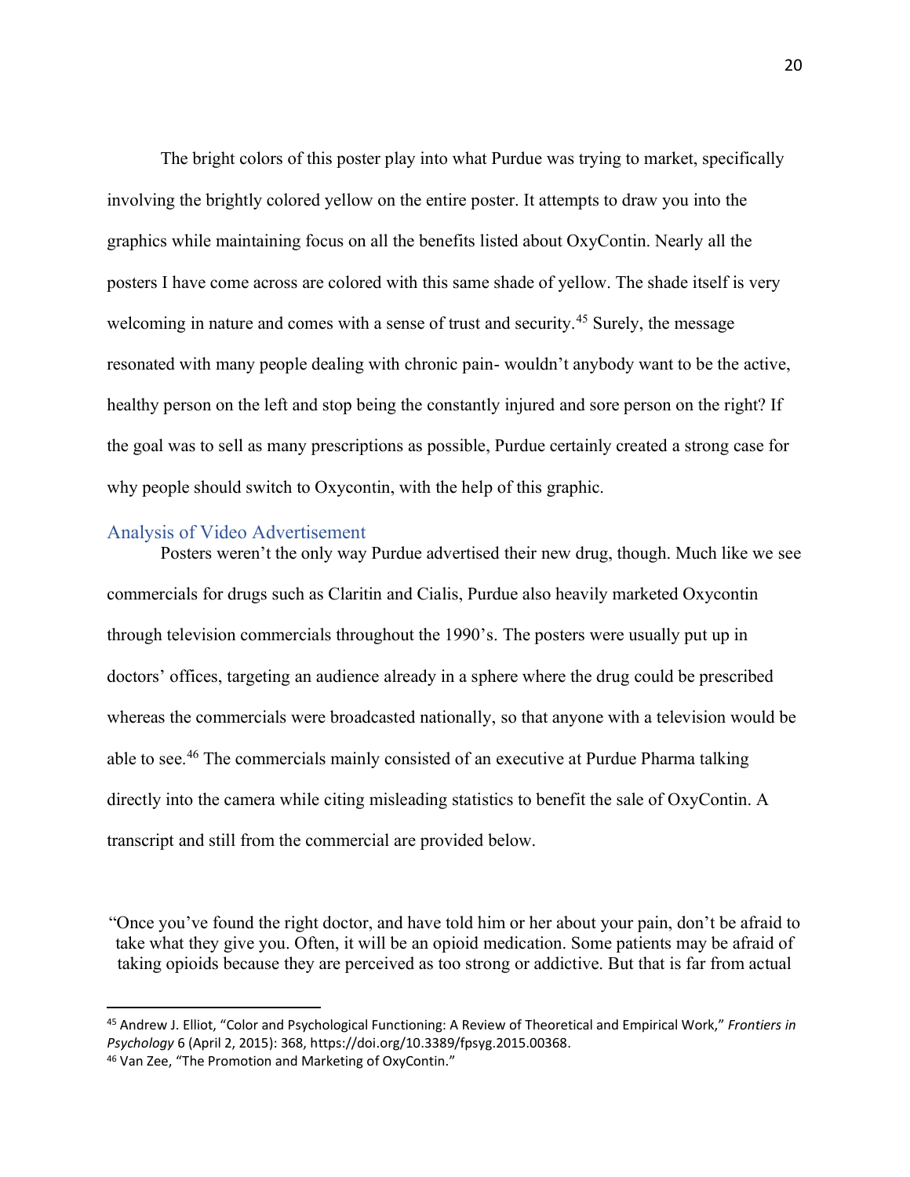The bright colors of this poster play into what Purdue was trying to market, specifically involving the brightly colored yellow on the entire poster. It attempts to draw you into the graphics while maintaining focus on all the benefits listed about OxyContin. Nearly all the posters I have come across are colored with this same shade of yellow. The shade itself is very welcoming in nature and comes with a sense of trust and security.[45] Surely, the message resonated with many people dealing with chronic pain- wouldn't anybody want to be the active, healthy person on the left and stop being the constantly injured and sore person on the right? If the goal was to sell as many prescriptions as possible, Purdue certainly created a strong case for why people should switch to Oxycontin, with the help of this graphic.

## Analysis of Video Advertisement

Posters weren't the only way Purdue advertised their new drug, though. Much like we see commercials for drugs such as Claritin and Cialis, Purdue also heavily marketed Oxycontin through television commercials throughout the 1990's. The posters were usually put up in doctors' offices, targeting an audience already in a sphere where the drug could be prescribed whereas the commercials were broadcasted nationally, so that anyone with a television would be able to see.[46] The commercials mainly consisted of an executive at Purdue Pharma talking directly into the camera while citing misleading statistics to benefit the sale of OxyContin. A transcript and still from the commercial are provided below.

"Once you've found the right doctor, and have told him or her about your pain, don't be afraid to take what they give you. Often, it will be an opioid medication. Some patients may be afraid of taking opioids because they are perceived as too strong or addictive. But that is far from actual

---

[45] Andrew J. Elliot, "Color and Psychological Functioning: A Review of Theoretical and Empirical Work," *Frontiers in Psychology* 6 (April 2, 2015): 368, https://doi.org/10.3389/fpsyg.2015.00368.

[46] Van Zee, "The Promotion and Marketing of OxyContin."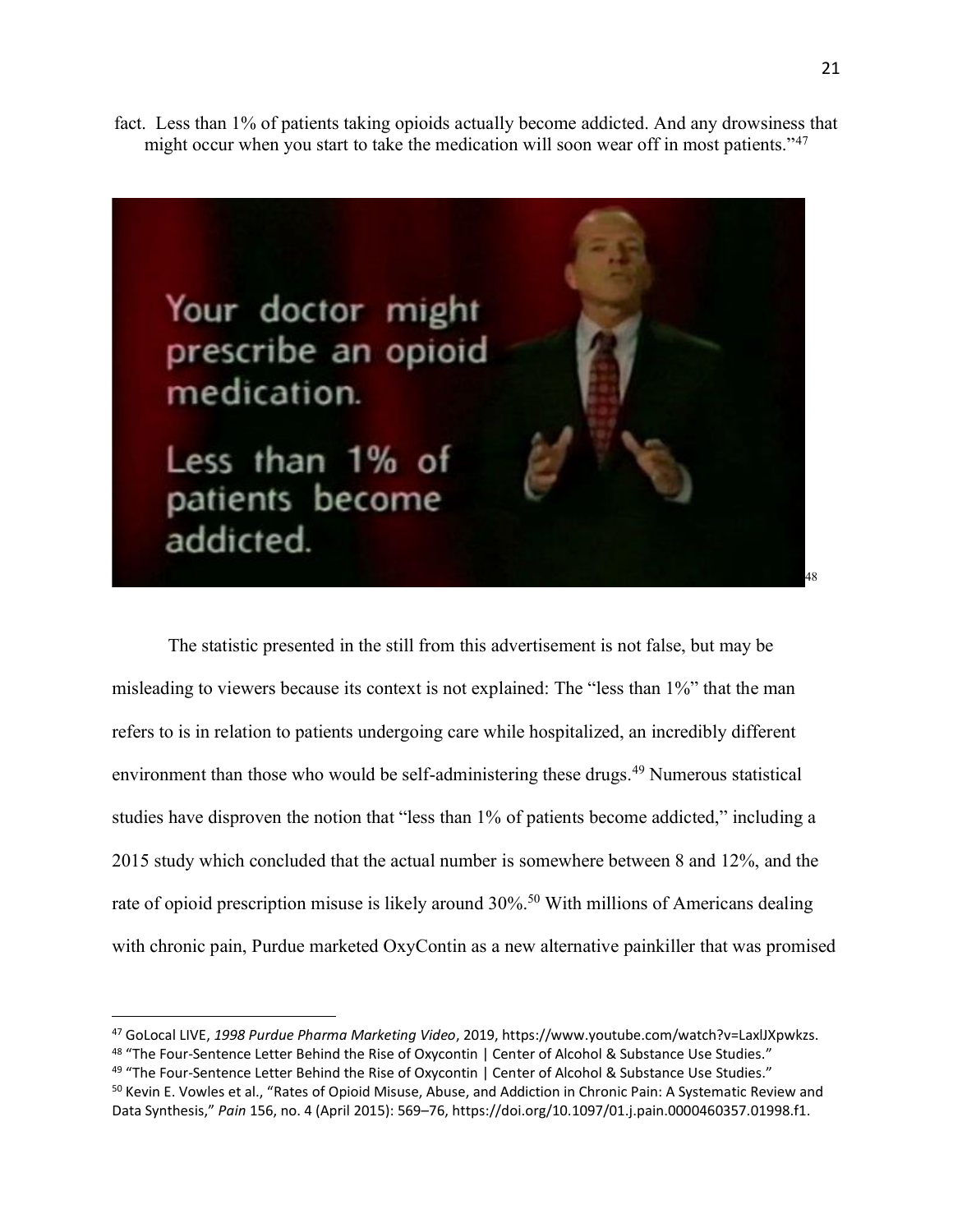fact. Less than 1% of patients taking opioids actually become addicted. And any drowsiness that might occur when you start to take the medication will soon wear off in most patients."[47]

[48]

The statistic presented in the still from this advertisement is not false, but may be misleading to viewers because its context is not explained: The "less than 1%" that the man refers to is in relation to patients undergoing care while hospitalized, an incredibly different environment than those who would be self-administering these drugs.[49] Numerous statistical studies have disproven the notion that "less than 1% of patients become addicted," including a 2015 study which concluded that the actual number is somewhere between 8 and 12%, and the rate of opioid prescription misuse is likely around 30%.[50] With millions of Americans dealing with chronic pain, Purdue marketed OxyContin as a new alternative painkiller that was promised

---

[47] GoLocal LIVE, *1998 Purdue Pharma Marketing Video*, 2019, https://www.youtube.com/watch?v=LaxlJXpwkzs.

[48] "The Four-Sentence Letter Behind the Rise of Oxycontin | Center of Alcohol & Substance Use Studies."

[49] "The Four-Sentence Letter Behind the Rise of Oxycontin | Center of Alcohol & Substance Use Studies."

[50] Kevin E. Vowles et al., "Rates of Opioid Misuse, Abuse, and Addiction in Chronic Pain: A Systematic Review and Data Synthesis," *Pain* 156, no. 4 (April 2015): 569–76, https://doi.org/10.1097/01.j.pain.0000460357.01998.f1.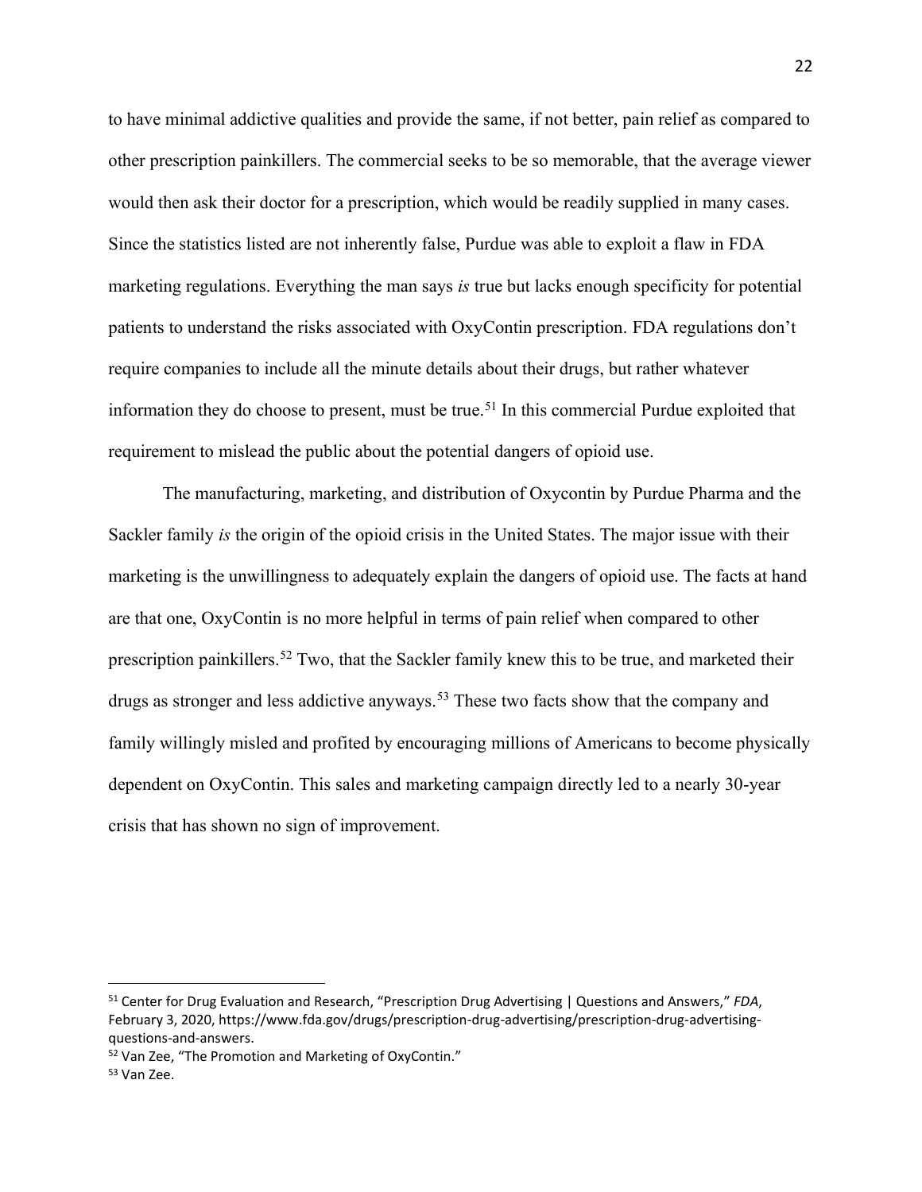to have minimal addictive qualities and provide the same, if not better, pain relief as compared to other prescription painkillers. The commercial seeks to be so memorable, that the average viewer would then ask their doctor for a prescription, which would be readily supplied in many cases. Since the statistics listed are not inherently false, Purdue was able to exploit a flaw in FDA marketing regulations. Everything the man says *is* true but lacks enough specificity for potential patients to understand the risks associated with OxyContin prescription. FDA regulations don't require companies to include all the minute details about their drugs, but rather whatever information they do choose to present, must be true.[51] In this commercial Purdue exploited that requirement to mislead the public about the potential dangers of opioid use.

The manufacturing, marketing, and distribution of Oxycontin by Purdue Pharma and the Sackler family *is* the origin of the opioid crisis in the United States. The major issue with their marketing is the unwillingness to adequately explain the dangers of opioid use. The facts at hand are that one, OxyContin is no more helpful in terms of pain relief when compared to other prescription painkillers.[52] Two, that the Sackler family knew this to be true, and marketed their drugs as stronger and less addictive anyways.[53] These two facts show that the company and family willingly misled and profited by encouraging millions of Americans to become physically dependent on OxyContin. This sales and marketing campaign directly led to a nearly 30-year crisis that has shown no sign of improvement.

---

[51] Center for Drug Evaluation and Research, "Prescription Drug Advertising | Questions and Answers," *FDA*, February 3, 2020, https://www.fda.gov/drugs/prescription-drug-advertising/prescription-drug-advertising-questions-and-answers.

[52] Van Zee, "The Promotion and Marketing of OxyContin."

[53] Van Zee.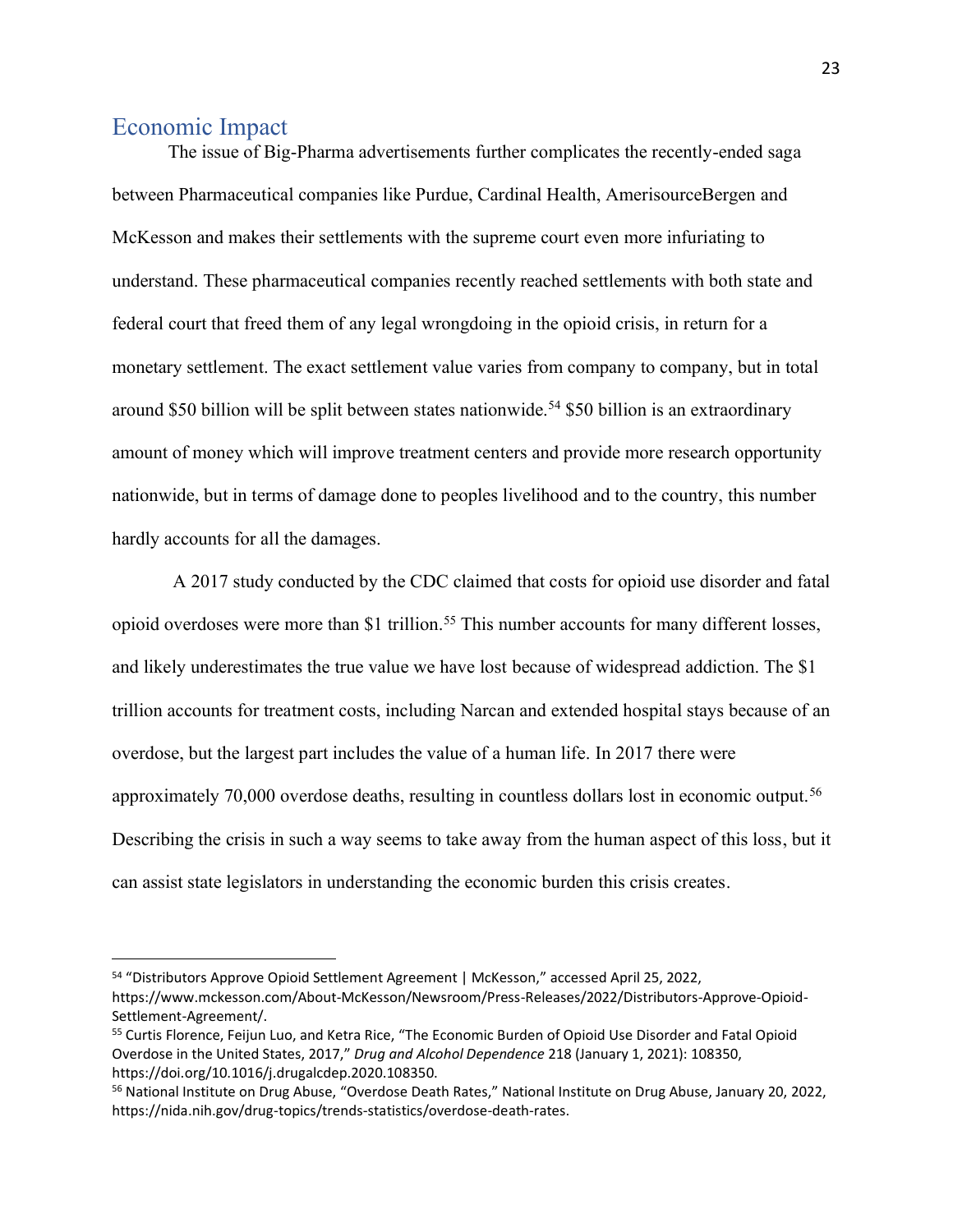## Economic Impact

The issue of Big-Pharma advertisements further complicates the recently-ended saga between Pharmaceutical companies like Purdue, Cardinal Health, AmerisourceBergen and McKesson and makes their settlements with the supreme court even more infuriating to understand. These pharmaceutical companies recently reached settlements with both state and federal court that freed them of any legal wrongdoing in the opioid crisis, in return for a monetary settlement. The exact settlement value varies from company to company, but in total around \$50 billion will be split between states nationwide.[54] \$50 billion is an extraordinary amount of money which will improve treatment centers and provide more research opportunity nationwide, but in terms of damage done to peoples livelihood and to the country, this number hardly accounts for all the damages.

A 2017 study conducted by the CDC claimed that costs for opioid use disorder and fatal opioid overdoses were more than \$1 trillion.[55] This number accounts for many different losses, and likely underestimates the true value we have lost because of widespread addiction. The \$1 trillion accounts for treatment costs, including Narcan and extended hospital stays because of an overdose, but the largest part includes the value of a human life. In 2017 there were approximately 70,000 overdose deaths, resulting in countless dollars lost in economic output.[56] Describing the crisis in such a way seems to take away from the human aspect of this loss, but it can assist state legislators in understanding the economic burden this crisis creates.

---

[54] "Distributors Approve Opioid Settlement Agreement | McKesson," accessed April 25, 2022, https://www.mckesson.com/About-McKesson/Newsroom/Press-Releases/2022/Distributors-Approve-Opioid-Settlement-Agreement/.

[55] Curtis Florence, Feijun Luo, and Ketra Rice, "The Economic Burden of Opioid Use Disorder and Fatal Opioid Overdose in the United States, 2017," *Drug and Alcohol Dependence* 218 (January 1, 2021): 108350, https://doi.org/10.1016/j.drugalcdep.2020.108350.

[56] National Institute on Drug Abuse, "Overdose Death Rates," National Institute on Drug Abuse, January 20, 2022, https://nida.nih.gov/drug-topics/trends-statistics/overdose-death-rates.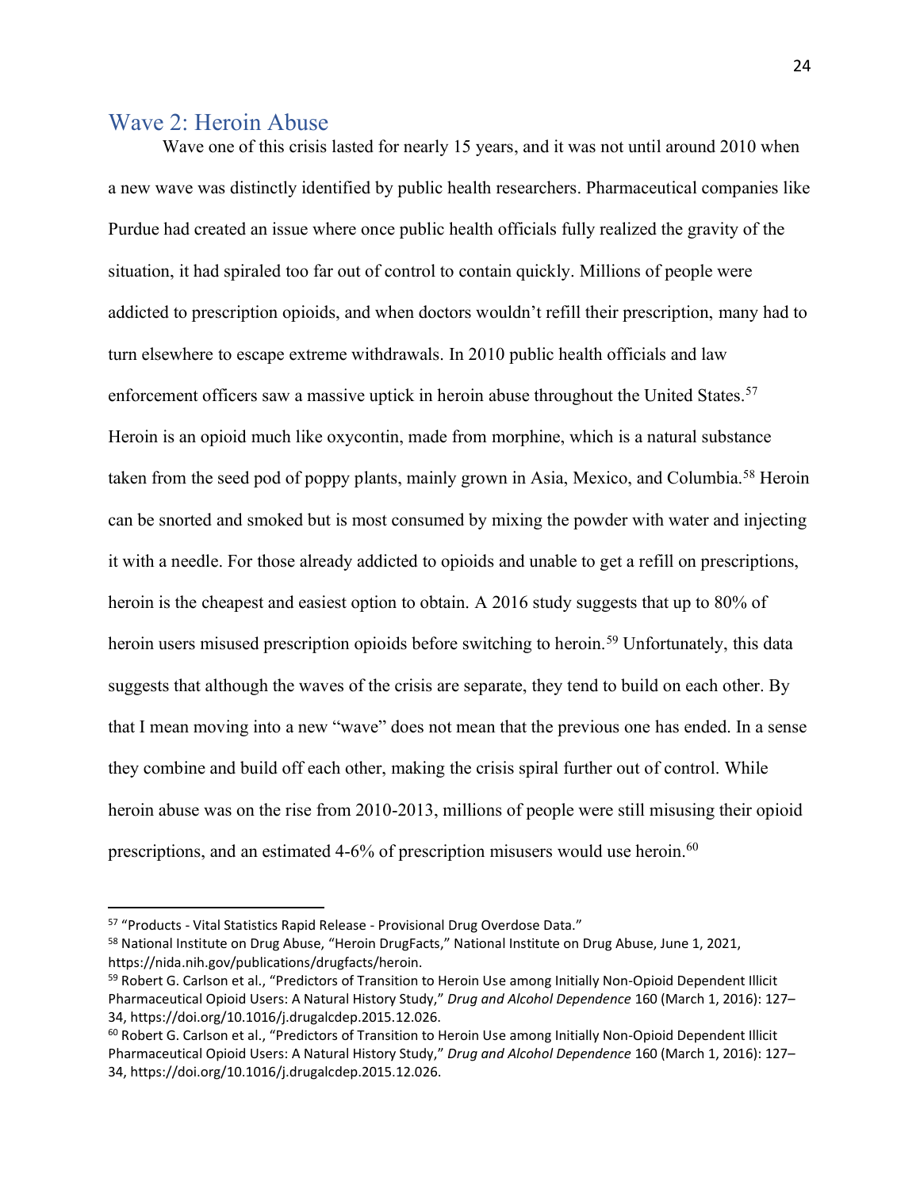## Wave 2: Heroin Abuse

Wave one of this crisis lasted for nearly 15 years, and it was not until around 2010 when a new wave was distinctly identified by public health researchers. Pharmaceutical companies like Purdue had created an issue where once public health officials fully realized the gravity of the situation, it had spiraled too far out of control to contain quickly. Millions of people were addicted to prescription opioids, and when doctors wouldn't refill their prescription, many had to turn elsewhere to escape extreme withdrawals. In 2010 public health officials and law enforcement officers saw a massive uptick in heroin abuse throughout the United States.[57] Heroin is an opioid much like oxycontin, made from morphine, which is a natural substance taken from the seed pod of poppy plants, mainly grown in Asia, Mexico, and Columbia.[58] Heroin can be snorted and smoked but is most consumed by mixing the powder with water and injecting it with a needle. For those already addicted to opioids and unable to get a refill on prescriptions, heroin is the cheapest and easiest option to obtain. A 2016 study suggests that up to 80% of heroin users misused prescription opioids before switching to heroin.[59] Unfortunately, this data suggests that although the waves of the crisis are separate, they tend to build on each other. By that I mean moving into a new "wave" does not mean that the previous one has ended. In a sense they combine and build off each other, making the crisis spiral further out of control. While heroin abuse was on the rise from 2010-2013, millions of people were still misusing their opioid prescriptions, and an estimated 4-6% of prescription misusers would use heroin.[60]

---

[57] "Products - Vital Statistics Rapid Release - Provisional Drug Overdose Data."

[58] National Institute on Drug Abuse, "Heroin DrugFacts," National Institute on Drug Abuse, June 1, 2021, https://nida.nih.gov/publications/drugfacts/heroin.

[59] Robert G. Carlson et al., "Predictors of Transition to Heroin Use among Initially Non-Opioid Dependent Illicit Pharmaceutical Opioid Users: A Natural History Study," *Drug and Alcohol Dependence* 160 (March 1, 2016): 127–34, https://doi.org/10.1016/j.drugalcdep.2015.12.026.

[60] Robert G. Carlson et al., "Predictors of Transition to Heroin Use among Initially Non-Opioid Dependent Illicit Pharmaceutical Opioid Users: A Natural History Study," *Drug and Alcohol Dependence* 160 (March 1, 2016): 127–34, https://doi.org/10.1016/j.drugalcdep.2015.12.026.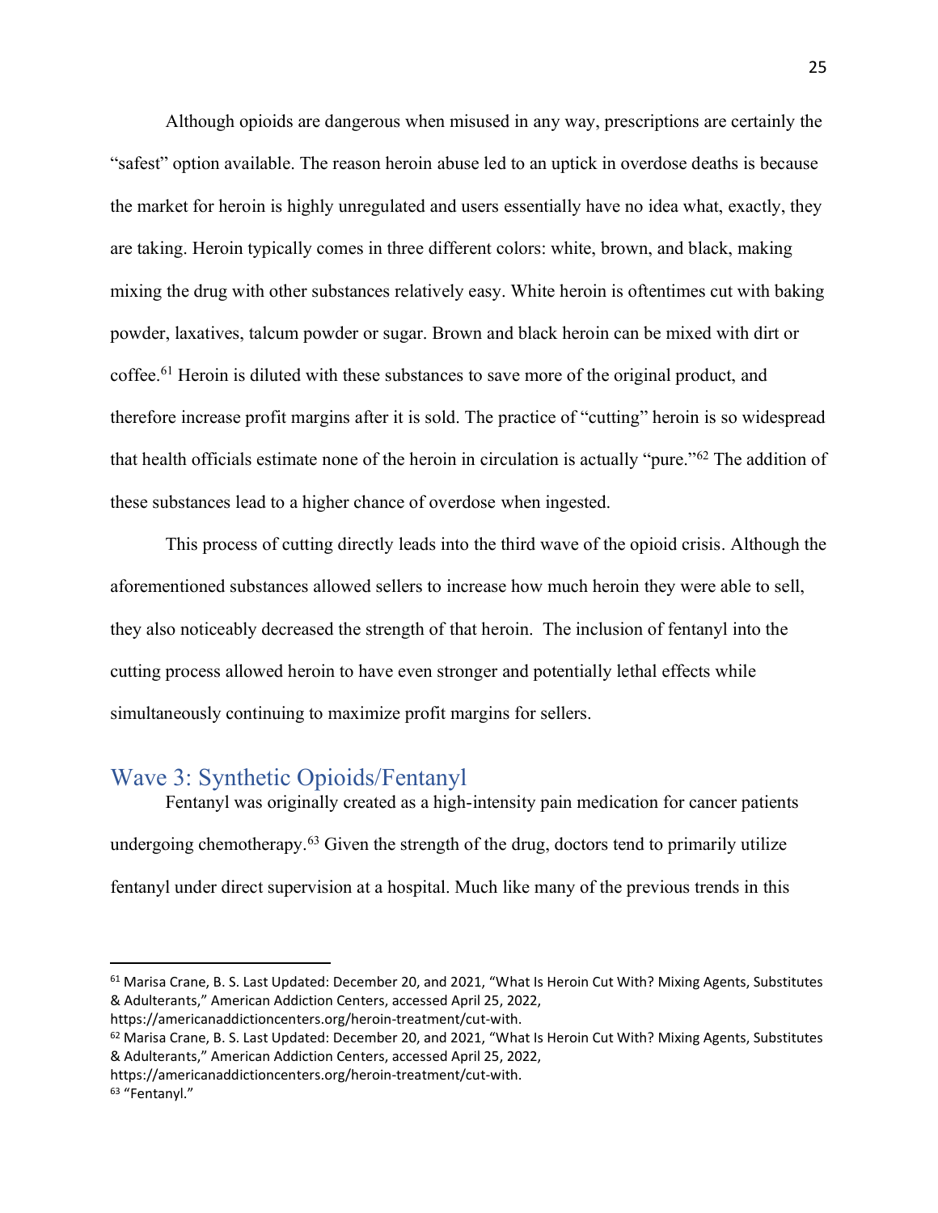Although opioids are dangerous when misused in any way, prescriptions are certainly the "safest" option available. The reason heroin abuse led to an uptick in overdose deaths is because the market for heroin is highly unregulated and users essentially have no idea what, exactly, they are taking. Heroin typically comes in three different colors: white, brown, and black, making mixing the drug with other substances relatively easy. White heroin is oftentimes cut with baking powder, laxatives, talcum powder or sugar. Brown and black heroin can be mixed with dirt or coffee.[61] Heroin is diluted with these substances to save more of the original product, and therefore increase profit margins after it is sold. The practice of "cutting" heroin is so widespread that health officials estimate none of the heroin in circulation is actually "pure."[62] The addition of these substances lead to a higher chance of overdose when ingested.

This process of cutting directly leads into the third wave of the opioid crisis. Although the aforementioned substances allowed sellers to increase how much heroin they were able to sell, they also noticeably decreased the strength of that heroin. The inclusion of fentanyl into the cutting process allowed heroin to have even stronger and potentially lethal effects while simultaneously continuing to maximize profit margins for sellers.

## Wave 3: Synthetic Opioids/Fentanyl

Fentanyl was originally created as a high-intensity pain medication for cancer patients undergoing chemotherapy.[63] Given the strength of the drug, doctors tend to primarily utilize fentanyl under direct supervision at a hospital. Much like many of the previous trends in this

---

[61] Marisa Crane, B. S. Last Updated: December 20, and 2021, "What Is Heroin Cut With? Mixing Agents, Substitutes & Adulterants," American Addiction Centers, accessed April 25, 2022, https://americanaddictioncenters.org/heroin-treatment/cut-with.

[62] Marisa Crane, B. S. Last Updated: December 20, and 2021, "What Is Heroin Cut With? Mixing Agents, Substitutes & Adulterants," American Addiction Centers, accessed April 25, 2022, https://americanaddictioncenters.org/heroin-treatment/cut-with.

[63] "Fentanyl."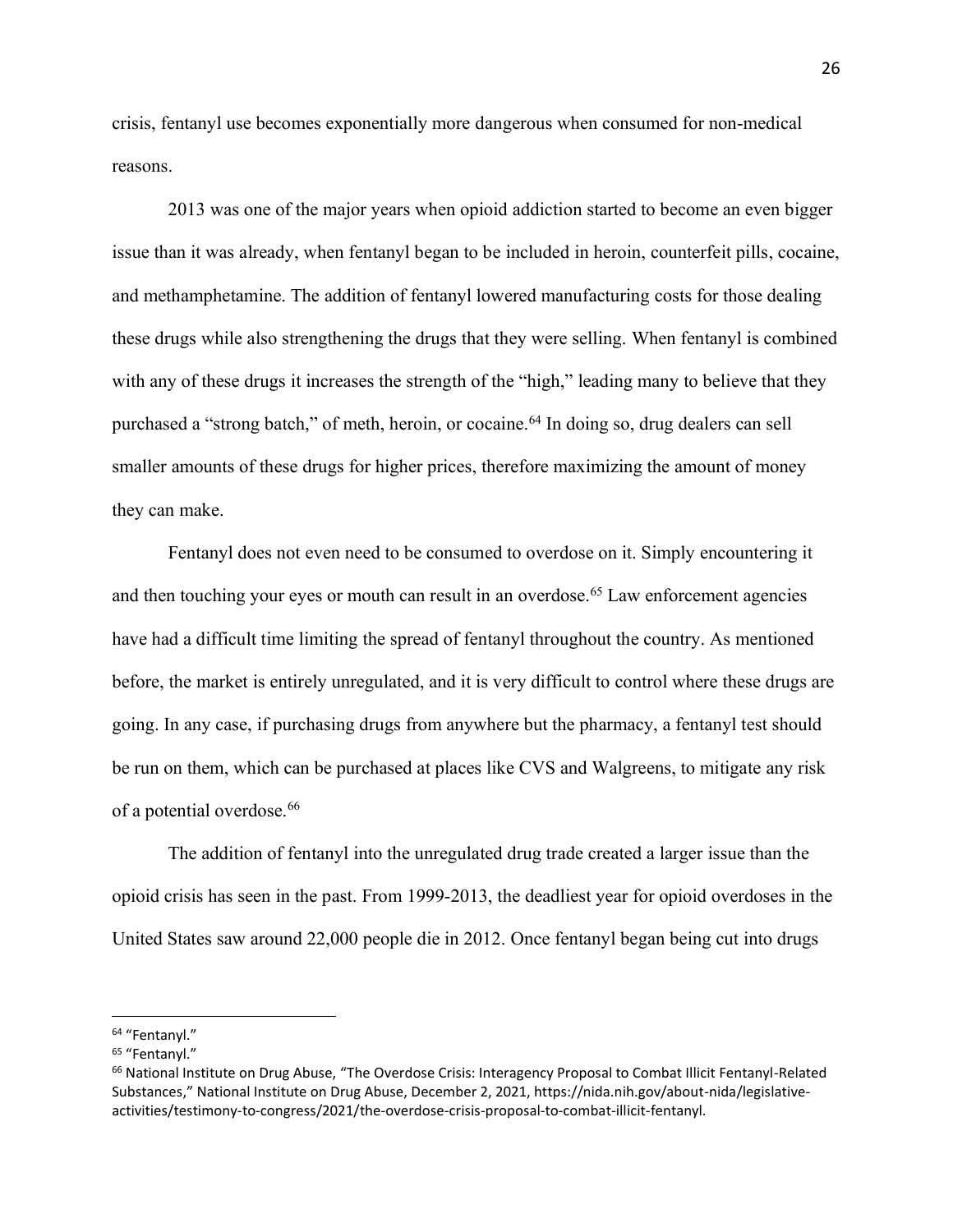crisis, fentanyl use becomes exponentially more dangerous when consumed for non-medical reasons.

2013 was one of the major years when opioid addiction started to become an even bigger issue than it was already, when fentanyl began to be included in heroin, counterfeit pills, cocaine, and methamphetamine. The addition of fentanyl lowered manufacturing costs for those dealing these drugs while also strengthening the drugs that they were selling. When fentanyl is combined with any of these drugs it increases the strength of the "high," leading many to believe that they purchased a "strong batch," of meth, heroin, or cocaine.[64] In doing so, drug dealers can sell smaller amounts of these drugs for higher prices, therefore maximizing the amount of money they can make.

Fentanyl does not even need to be consumed to overdose on it. Simply encountering it and then touching your eyes or mouth can result in an overdose.[65] Law enforcement agencies have had a difficult time limiting the spread of fentanyl throughout the country. As mentioned before, the market is entirely unregulated, and it is very difficult to control where these drugs are going. In any case, if purchasing drugs from anywhere but the pharmacy, a fentanyl test should be run on them, which can be purchased at places like CVS and Walgreens, to mitigate any risk of a potential overdose.[66]

The addition of fentanyl into the unregulated drug trade created a larger issue than the opioid crisis has seen in the past. From 1999-2013, the deadliest year for opioid overdoses in the United States saw around 22,000 people die in 2012. Once fentanyl began being cut into drugs

---

[64] "Fentanyl."

[65] "Fentanyl."

[66] National Institute on Drug Abuse, "The Overdose Crisis: Interagency Proposal to Combat Illicit Fentanyl-Related Substances," National Institute on Drug Abuse, December 2, 2021, https://nida.nih.gov/about-nida/legislative-activities/testimony-to-congress/2021/the-overdose-crisis-proposal-to-combat-illicit-fentanyl.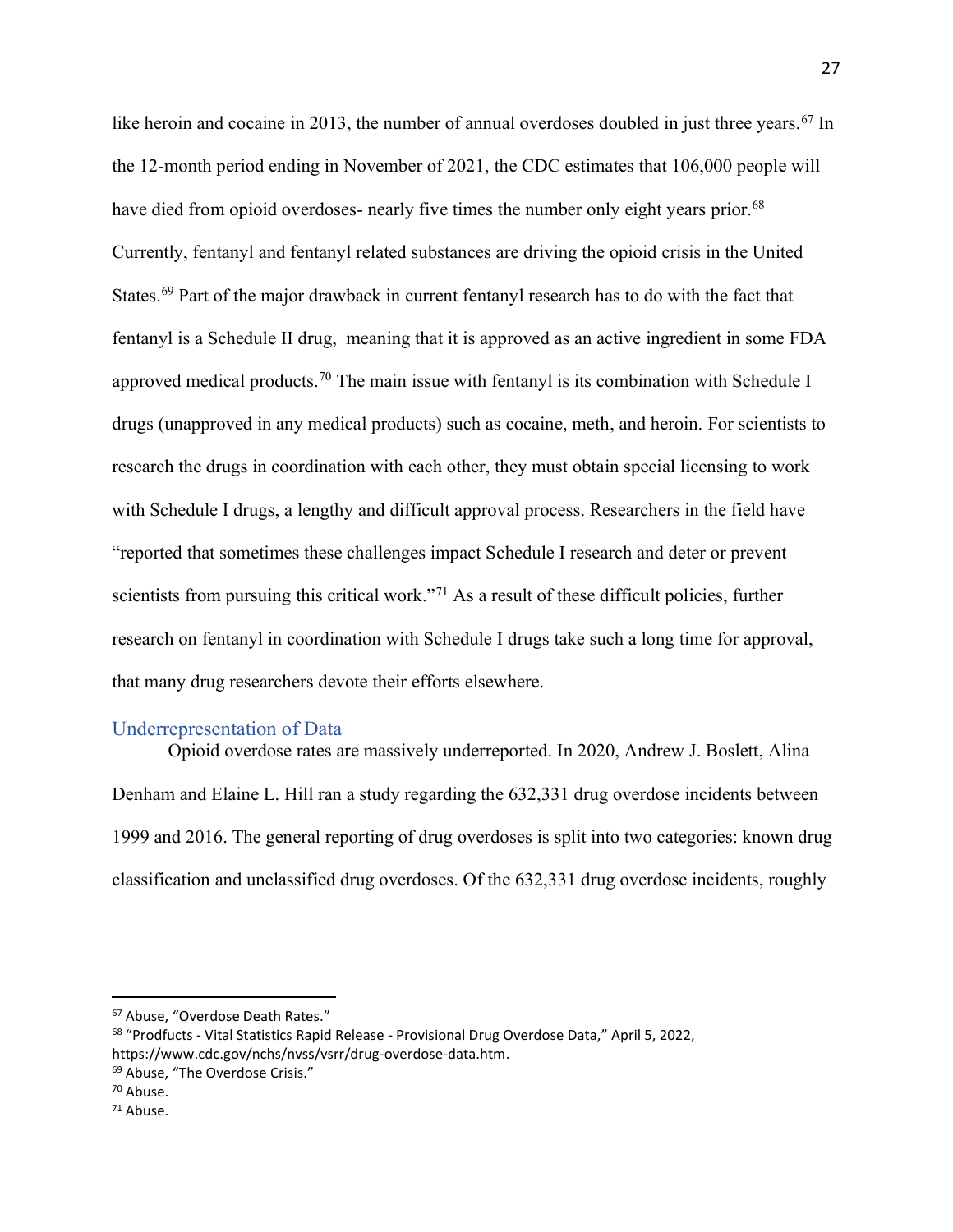like heroin and cocaine in 2013, the number of annual overdoses doubled in just three years.[67] In the 12-month period ending in November of 2021, the CDC estimates that 106,000 people will have died from opioid overdoses- nearly five times the number only eight years prior.[68] Currently, fentanyl and fentanyl related substances are driving the opioid crisis in the United States.[69] Part of the major drawback in current fentanyl research has to do with the fact that fentanyl is a Schedule II drug, meaning that it is approved as an active ingredient in some FDA approved medical products.[70] The main issue with fentanyl is its combination with Schedule I drugs (unapproved in any medical products) such as cocaine, meth, and heroin. For scientists to research the drugs in coordination with each other, they must obtain special licensing to work with Schedule I drugs, a lengthy and difficult approval process. Researchers in the field have "reported that sometimes these challenges impact Schedule I research and deter or prevent scientists from pursuing this critical work."[71] As a result of these difficult policies, further research on fentanyl in coordination with Schedule I drugs take such a long time for approval, that many drug researchers devote their efforts elsewhere.

## Underrepresentation of Data

Opioid overdose rates are massively underreported. In 2020, Andrew J. Boslett, Alina Denham and Elaine L. Hill ran a study regarding the 632,331 drug overdose incidents between 1999 and 2016. The general reporting of drug overdoses is split into two categories: known drug classification and unclassified drug overdoses. Of the 632,331 drug overdose incidents, roughly

---

[67] Abuse, "Overdose Death Rates."

[68] "Prodfucts - Vital Statistics Rapid Release - Provisional Drug Overdose Data," April 5, 2022, https://www.cdc.gov/nchs/nvss/vsrr/drug-overdose-data.htm.

[69] Abuse, "The Overdose Crisis."

[70] Abuse.

[71] Abuse.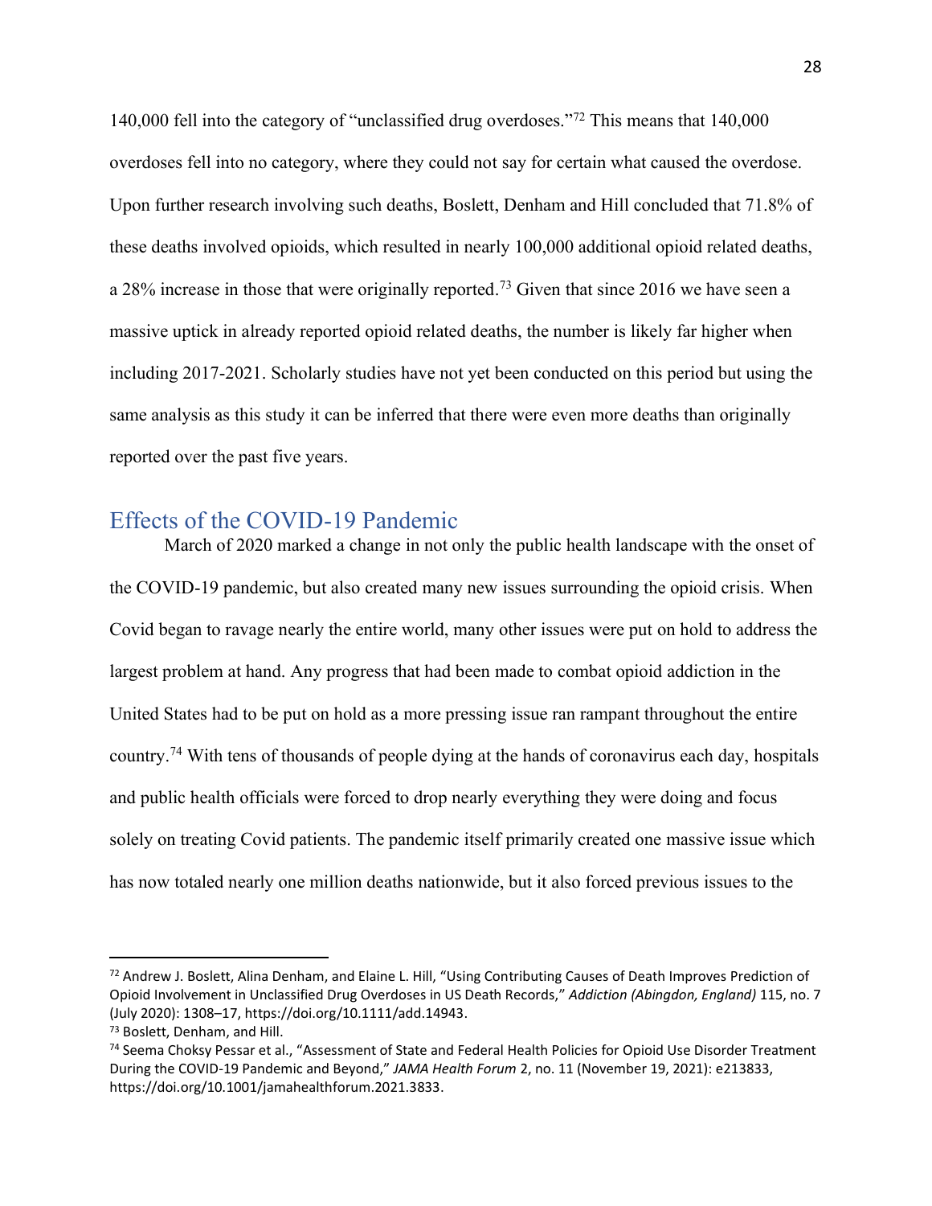140,000 fell into the category of "unclassified drug overdoses."[72] This means that 140,000 overdoses fell into no category, where they could not say for certain what caused the overdose. Upon further research involving such deaths, Boslett, Denham and Hill concluded that 71.8% of these deaths involved opioids, which resulted in nearly 100,000 additional opioid related deaths, a 28% increase in those that were originally reported.[73] Given that since 2016 we have seen a massive uptick in already reported opioid related deaths, the number is likely far higher when including 2017-2021. Scholarly studies have not yet been conducted on this period but using the same analysis as this study it can be inferred that there were even more deaths than originally reported over the past five years.

## Effects of the COVID-19 Pandemic

March of 2020 marked a change in not only the public health landscape with the onset of the COVID-19 pandemic, but also created many new issues surrounding the opioid crisis. When Covid began to ravage nearly the entire world, many other issues were put on hold to address the largest problem at hand. Any progress that had been made to combat opioid addiction in the United States had to be put on hold as a more pressing issue ran rampant throughout the entire country.[74] With tens of thousands of people dying at the hands of coronavirus each day, hospitals and public health officials were forced to drop nearly everything they were doing and focus solely on treating Covid patients. The pandemic itself primarily created one massive issue which has now totaled nearly one million deaths nationwide, but it also forced previous issues to the

---

[72] Andrew J. Boslett, Alina Denham, and Elaine L. Hill, "Using Contributing Causes of Death Improves Prediction of Opioid Involvement in Unclassified Drug Overdoses in US Death Records," *Addiction (Abingdon, England)* 115, no. 7 (July 2020): 1308–17, https://doi.org/10.1111/add.14943.

[73] Boslett, Denham, and Hill.

[74] Seema Choksy Pessar et al., "Assessment of State and Federal Health Policies for Opioid Use Disorder Treatment During the COVID-19 Pandemic and Beyond," *JAMA Health Forum* 2, no. 11 (November 19, 2021): e213833, https://doi.org/10.1001/jamahealthforum.2021.3833.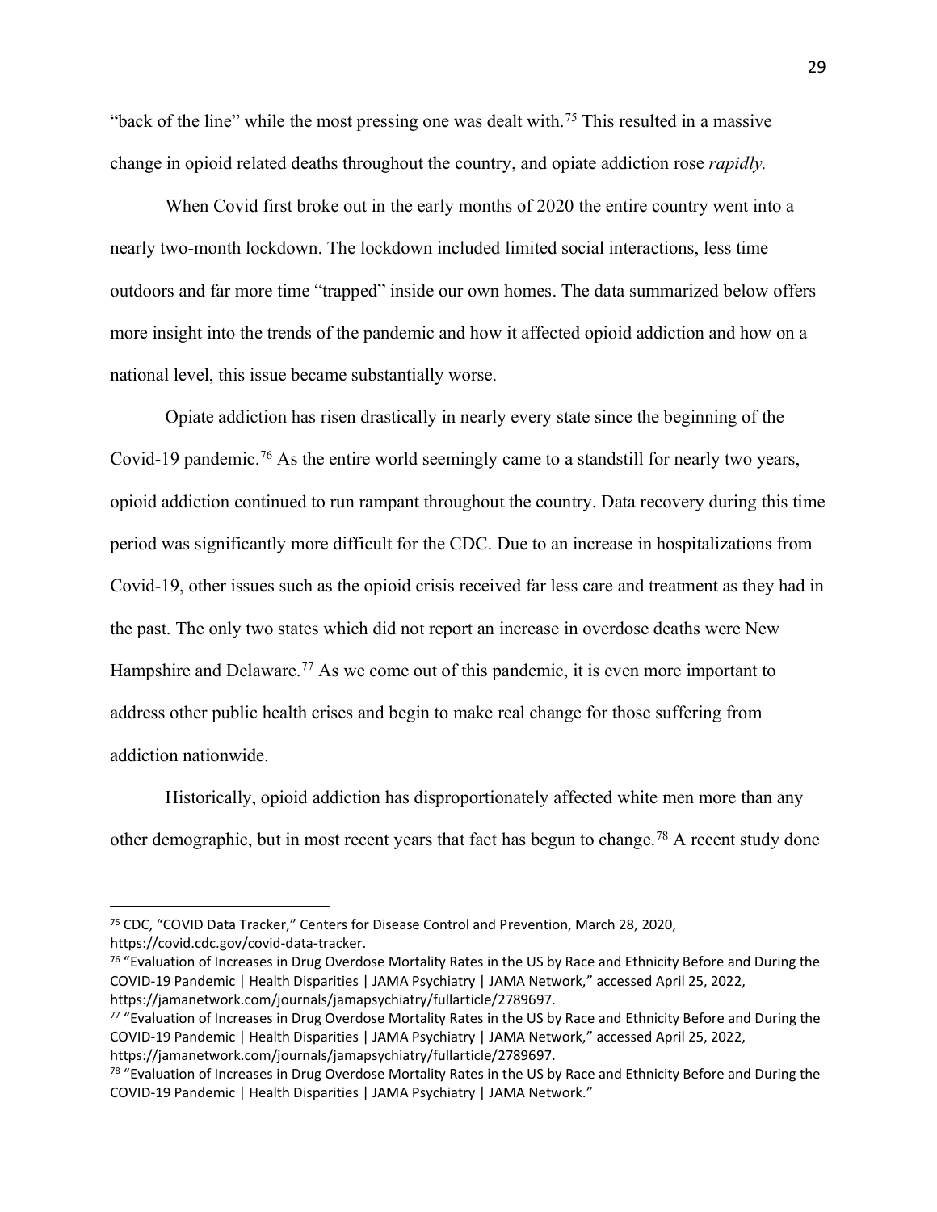"back of the line" while the most pressing one was dealt with.[75] This resulted in a massive change in opioid related deaths throughout the country, and opiate addiction rose *rapidly.*

When Covid first broke out in the early months of 2020 the entire country went into a nearly two-month lockdown. The lockdown included limited social interactions, less time outdoors and far more time "trapped" inside our own homes. The data summarized below offers more insight into the trends of the pandemic and how it affected opioid addiction and how on a national level, this issue became substantially worse.

Opiate addiction has risen drastically in nearly every state since the beginning of the Covid-19 pandemic.[76] As the entire world seemingly came to a standstill for nearly two years, opioid addiction continued to run rampant throughout the country. Data recovery during this time period was significantly more difficult for the CDC. Due to an increase in hospitalizations from Covid-19, other issues such as the opioid crisis received far less care and treatment as they had in the past. The only two states which did not report an increase in overdose deaths were New Hampshire and Delaware.[77] As we come out of this pandemic, it is even more important to address other public health crises and begin to make real change for those suffering from addiction nationwide.

Historically, opioid addiction has disproportionately affected white men more than any other demographic, but in most recent years that fact has begun to change.[78] A recent study done

---

[75] CDC, "COVID Data Tracker," Centers for Disease Control and Prevention, March 28, 2020, https://covid.cdc.gov/covid-data-tracker.

[76] "Evaluation of Increases in Drug Overdose Mortality Rates in the US by Race and Ethnicity Before and During the COVID-19 Pandemic | Health Disparities | JAMA Psychiatry | JAMA Network," accessed April 25, 2022, https://jamanetwork.com/journals/jamapsychiatry/fullarticle/2789697.

[77] "Evaluation of Increases in Drug Overdose Mortality Rates in the US by Race and Ethnicity Before and During the COVID-19 Pandemic | Health Disparities | JAMA Psychiatry | JAMA Network," accessed April 25, 2022, https://jamanetwork.com/journals/jamapsychiatry/fullarticle/2789697.

[78] "Evaluation of Increases in Drug Overdose Mortality Rates in the US by Race and Ethnicity Before and During the COVID-19 Pandemic | Health Disparities | JAMA Psychiatry | JAMA Network."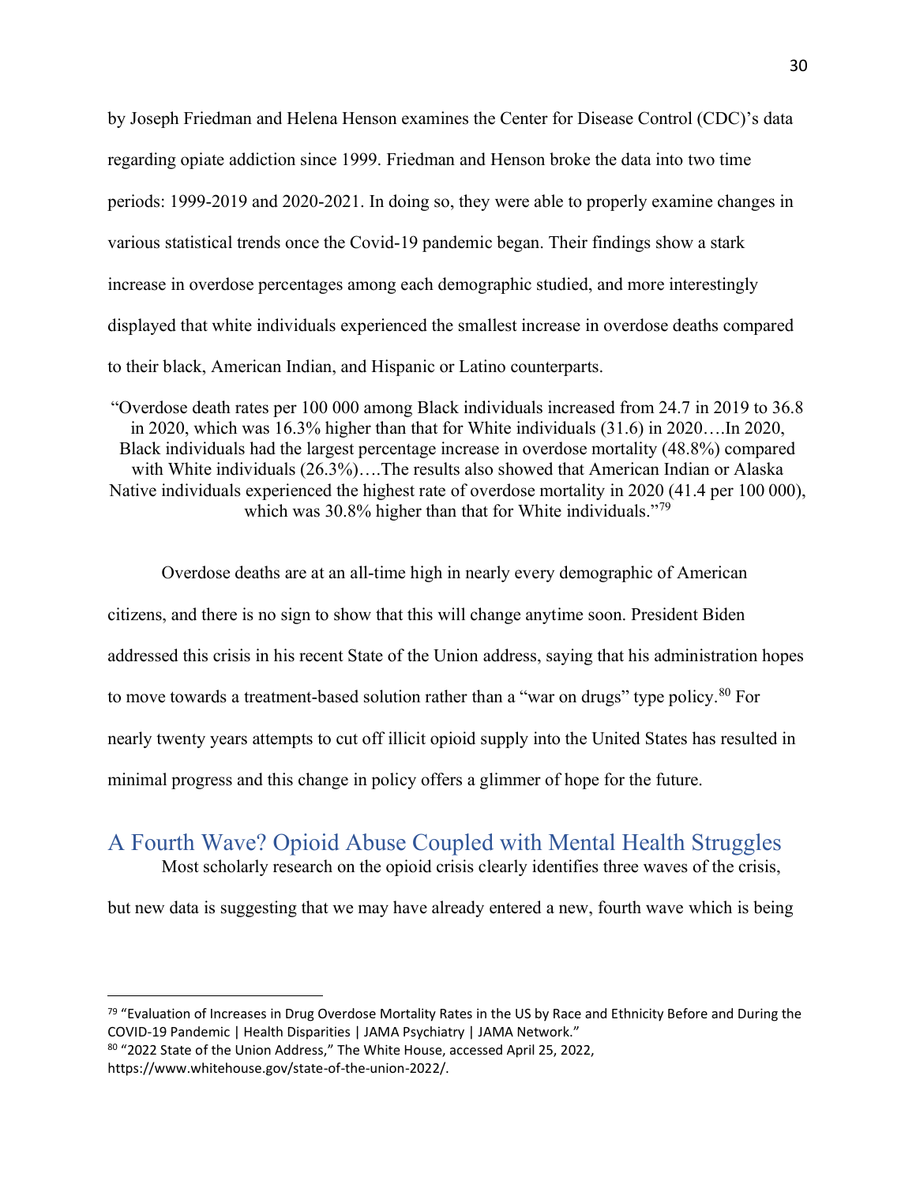by Joseph Friedman and Helena Henson examines the Center for Disease Control (CDC)'s data regarding opiate addiction since 1999. Friedman and Henson broke the data into two time periods: 1999-2019 and 2020-2021. In doing so, they were able to properly examine changes in various statistical trends once the Covid-19 pandemic began. Their findings show a stark increase in overdose percentages among each demographic studied, and more interestingly displayed that white individuals experienced the smallest increase in overdose deaths compared to their black, American Indian, and Hispanic or Latino counterparts.

> "Overdose death rates per 100 000 among Black individuals increased from 24.7 in 2019 to 36.8 in 2020, which was 16.3% higher than that for White individuals (31.6) in 2020….In 2020, Black individuals had the largest percentage increase in overdose mortality (48.8%) compared with White individuals (26.3%)….The results also showed that American Indian or Alaska Native individuals experienced the highest rate of overdose mortality in 2020 (41.4 per 100 000), which was 30.8% higher than that for White individuals."[79]

Overdose deaths are at an all-time high in nearly every demographic of American citizens, and there is no sign to show that this will change anytime soon. President Biden addressed this crisis in his recent State of the Union address, saying that his administration hopes to move towards a treatment-based solution rather than a "war on drugs" type policy.[80] For nearly twenty years attempts to cut off illicit opioid supply into the United States has resulted in minimal progress and this change in policy offers a glimmer of hope for the future.

## A Fourth Wave? Opioid Abuse Coupled with Mental Health Struggles

Most scholarly research on the opioid crisis clearly identifies three waves of the crisis, but new data is suggesting that we may have already entered a new, fourth wave which is being

---

[79] "Evaluation of Increases in Drug Overdose Mortality Rates in the US by Race and Ethnicity Before and During the COVID-19 Pandemic | Health Disparities | JAMA Psychiatry | JAMA Network."

[80] "2022 State of the Union Address," The White House, accessed April 25, 2022, https://www.whitehouse.gov/state-of-the-union-2022/.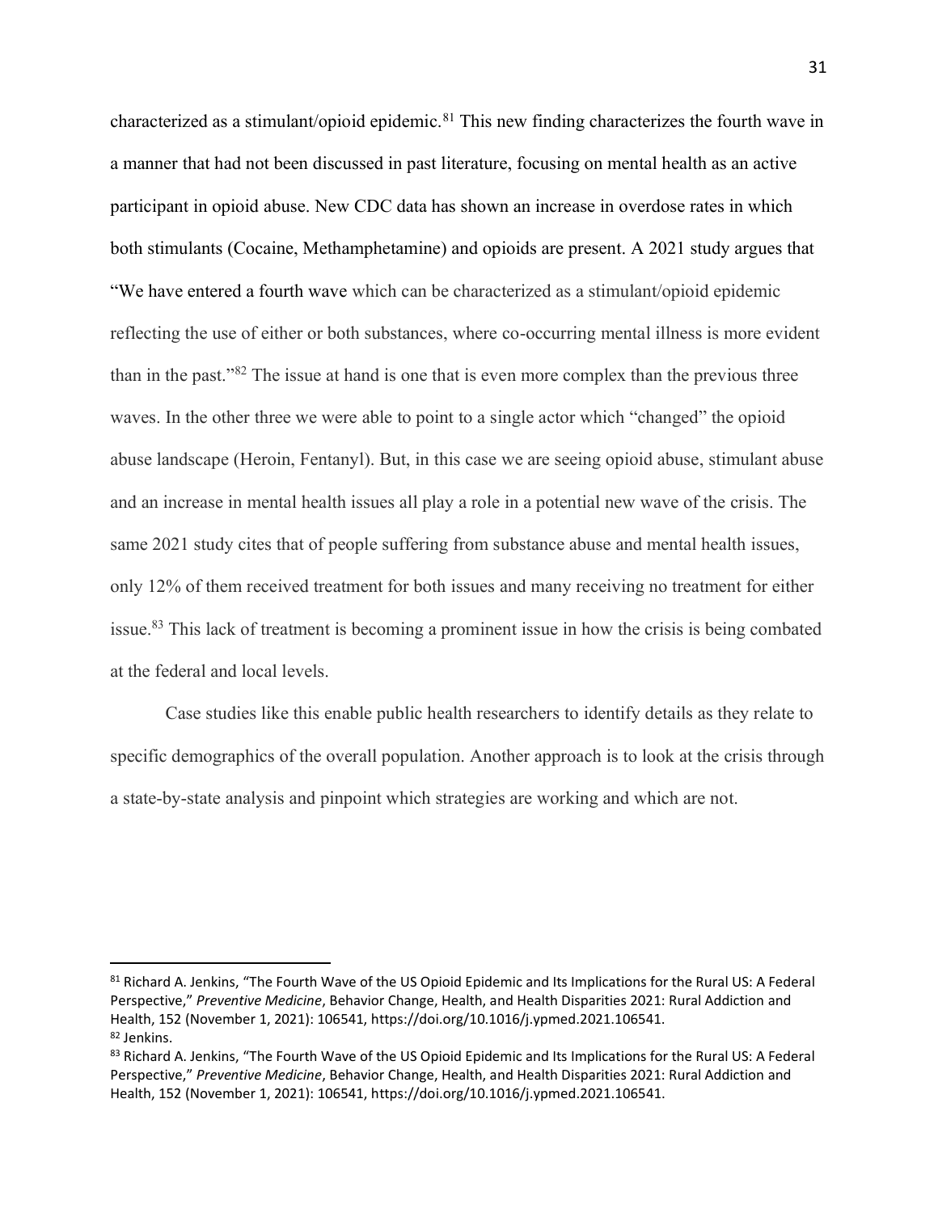characterized as a stimulant/opioid epidemic.[81] This new finding characterizes the fourth wave in a manner that had not been discussed in past literature, focusing on mental health as an active participant in opioid abuse. New CDC data has shown an increase in overdose rates in which both stimulants (Cocaine, Methamphetamine) and opioids are present. A 2021 study argues that "We have entered a fourth wave which can be characterized as a stimulant/opioid epidemic reflecting the use of either or both substances, where co-occurring mental illness is more evident than in the past."[82] The issue at hand is one that is even more complex than the previous three waves. In the other three we were able to point to a single actor which "changed" the opioid abuse landscape (Heroin, Fentanyl). But, in this case we are seeing opioid abuse, stimulant abuse and an increase in mental health issues all play a role in a potential new wave of the crisis. The same 2021 study cites that of people suffering from substance abuse and mental health issues, only 12% of them received treatment for both issues and many receiving no treatment for either issue.[83] This lack of treatment is becoming a prominent issue in how the crisis is being combated at the federal and local levels.

Case studies like this enable public health researchers to identify details as they relate to specific demographics of the overall population. Another approach is to look at the crisis through a state-by-state analysis and pinpoint which strategies are working and which are not.

---

[81] Richard A. Jenkins, "The Fourth Wave of the US Opioid Epidemic and Its Implications for the Rural US: A Federal Perspective," *Preventive Medicine*, Behavior Change, Health, and Health Disparities 2021: Rural Addiction and Health, 152 (November 1, 2021): 106541, https://doi.org/10.1016/j.ypmed.2021.106541.

[82] Jenkins.

[83] Richard A. Jenkins, "The Fourth Wave of the US Opioid Epidemic and Its Implications for the Rural US: A Federal Perspective," *Preventive Medicine*, Behavior Change, Health, and Health Disparities 2021: Rural Addiction and Health, 152 (November 1, 2021): 106541, https://doi.org/10.1016/j.ypmed.2021.106541.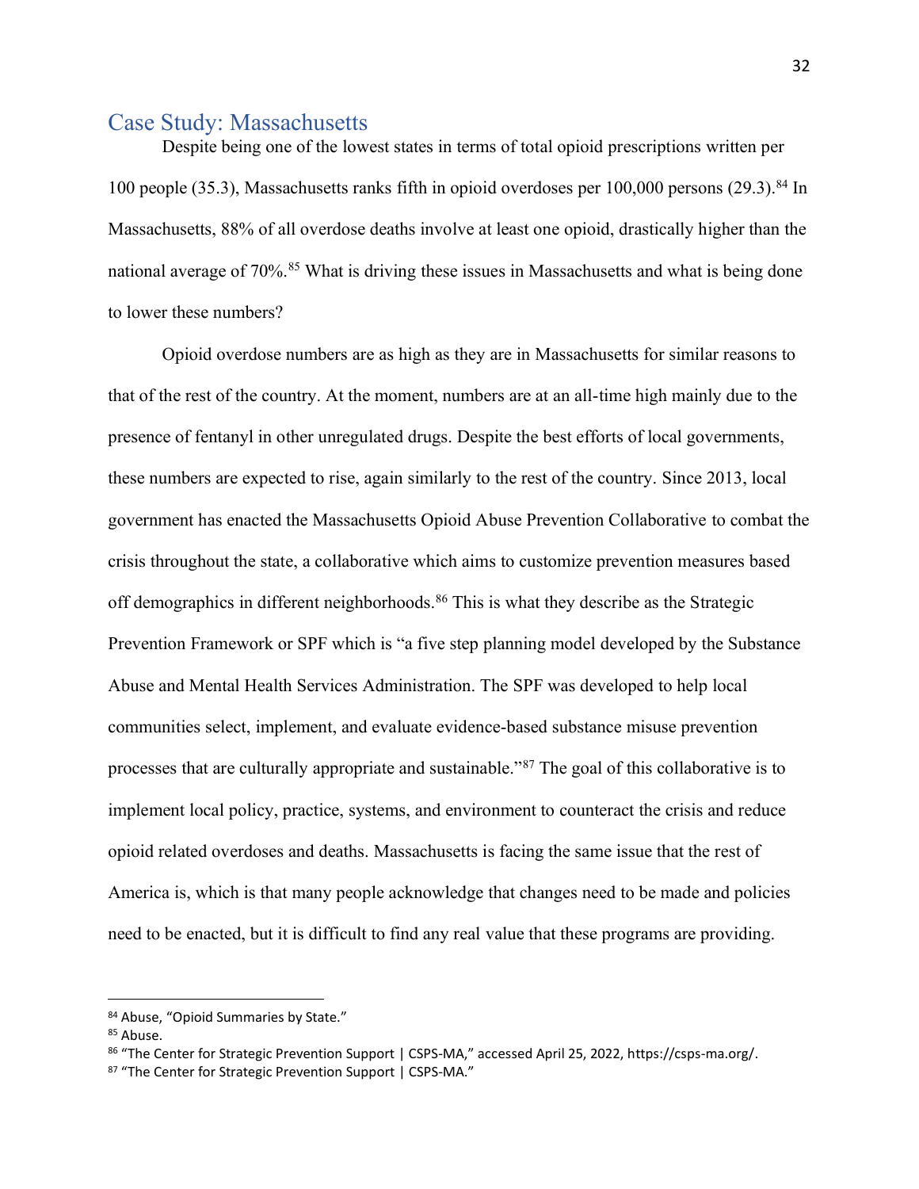## Case Study: Massachusetts

Despite being one of the lowest states in terms of total opioid prescriptions written per 100 people (35.3), Massachusetts ranks fifth in opioid overdoses per 100,000 persons (29.3).[84] In Massachusetts, 88% of all overdose deaths involve at least one opioid, drastically higher than the national average of 70%.[85] What is driving these issues in Massachusetts and what is being done to lower these numbers?

Opioid overdose numbers are as high as they are in Massachusetts for similar reasons to that of the rest of the country. At the moment, numbers are at an all-time high mainly due to the presence of fentanyl in other unregulated drugs. Despite the best efforts of local governments, these numbers are expected to rise, again similarly to the rest of the country. Since 2013, local government has enacted the Massachusetts Opioid Abuse Prevention Collaborative to combat the crisis throughout the state, a collaborative which aims to customize prevention measures based off demographics in different neighborhoods.[86] This is what they describe as the Strategic Prevention Framework or SPF which is "a five step planning model developed by the Substance Abuse and Mental Health Services Administration. The SPF was developed to help local communities select, implement, and evaluate evidence-based substance misuse prevention processes that are culturally appropriate and sustainable."[87] The goal of this collaborative is to implement local policy, practice, systems, and environment to counteract the crisis and reduce opioid related overdoses and deaths. Massachusetts is facing the same issue that the rest of America is, which is that many people acknowledge that changes need to be made and policies need to be enacted, but it is difficult to find any real value that these programs are providing.

---

[84] Abuse, "Opioid Summaries by State."

[85] Abuse.

[86] "The Center for Strategic Prevention Support | CSPS-MA," accessed April 25, 2022, https://csps-ma.org/.

[87] "The Center for Strategic Prevention Support | CSPS-MA."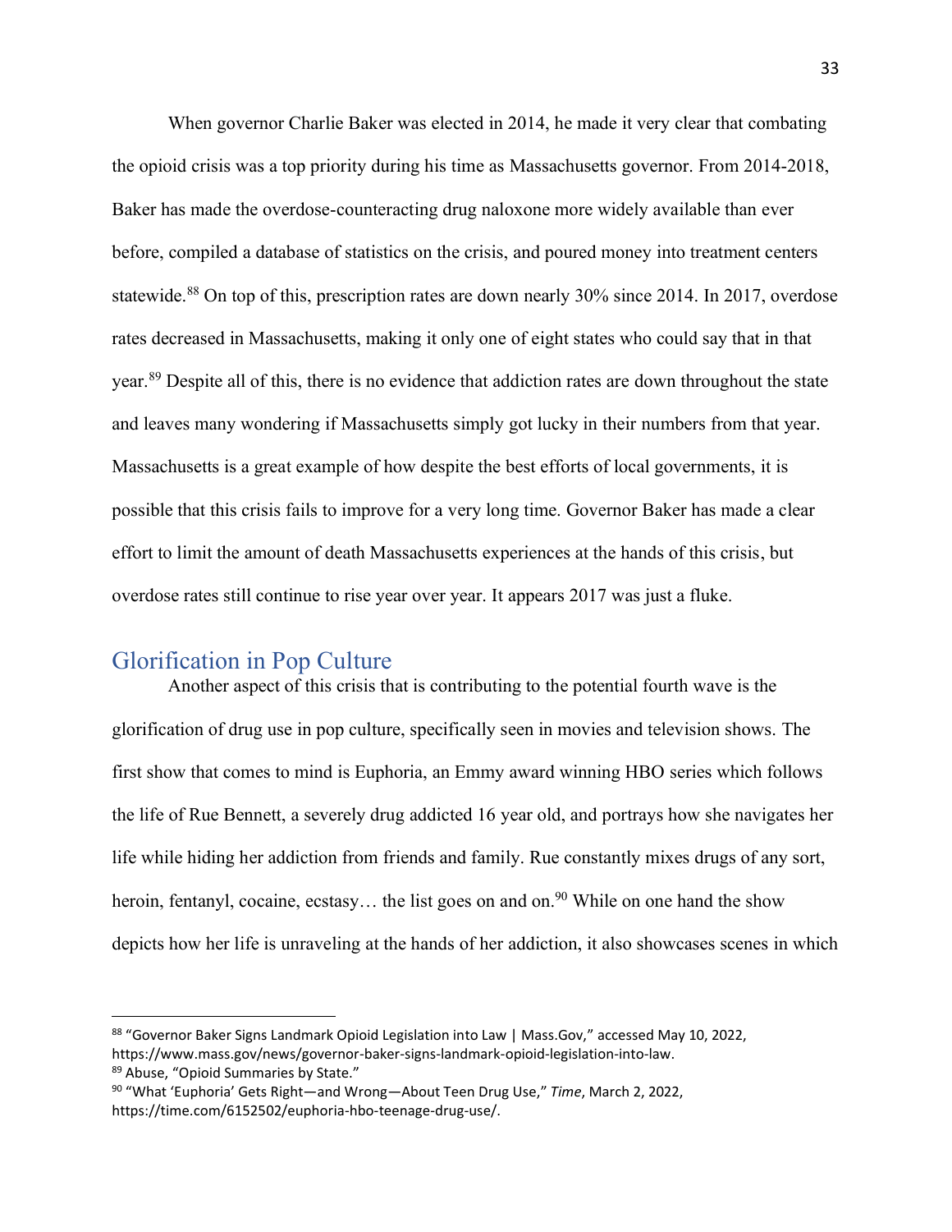When governor Charlie Baker was elected in 2014, he made it very clear that combating the opioid crisis was a top priority during his time as Massachusetts governor. From 2014-2018, Baker has made the overdose-counteracting drug naloxone more widely available than ever before, compiled a database of statistics on the crisis, and poured money into treatment centers statewide.[88] On top of this, prescription rates are down nearly 30% since 2014. In 2017, overdose rates decreased in Massachusetts, making it only one of eight states who could say that in that year.[89] Despite all of this, there is no evidence that addiction rates are down throughout the state and leaves many wondering if Massachusetts simply got lucky in their numbers from that year. Massachusetts is a great example of how despite the best efforts of local governments, it is possible that this crisis fails to improve for a very long time. Governor Baker has made a clear effort to limit the amount of death Massachusetts experiences at the hands of this crisis, but overdose rates still continue to rise year over year. It appears 2017 was just a fluke.

## Glorification in Pop Culture

Another aspect of this crisis that is contributing to the potential fourth wave is the glorification of drug use in pop culture, specifically seen in movies and television shows. The first show that comes to mind is Euphoria, an Emmy award winning HBO series which follows the life of Rue Bennett, a severely drug addicted 16 year old, and portrays how she navigates her life while hiding her addiction from friends and family. Rue constantly mixes drugs of any sort, heroin, fentanyl, cocaine, ecstasy… the list goes on and on.[90] While on one hand the show depicts how her life is unraveling at the hands of her addiction, it also showcases scenes in which

---

[88] "Governor Baker Signs Landmark Opioid Legislation into Law | Mass.Gov," accessed May 10, 2022, https://www.mass.gov/news/governor-baker-signs-landmark-opioid-legislation-into-law.

[89] Abuse, "Opioid Summaries by State."

[90] "What 'Euphoria' Gets Right—and Wrong—About Teen Drug Use," *Time*, March 2, 2022, https://time.com/6152502/euphoria-hbo-teenage-drug-use/.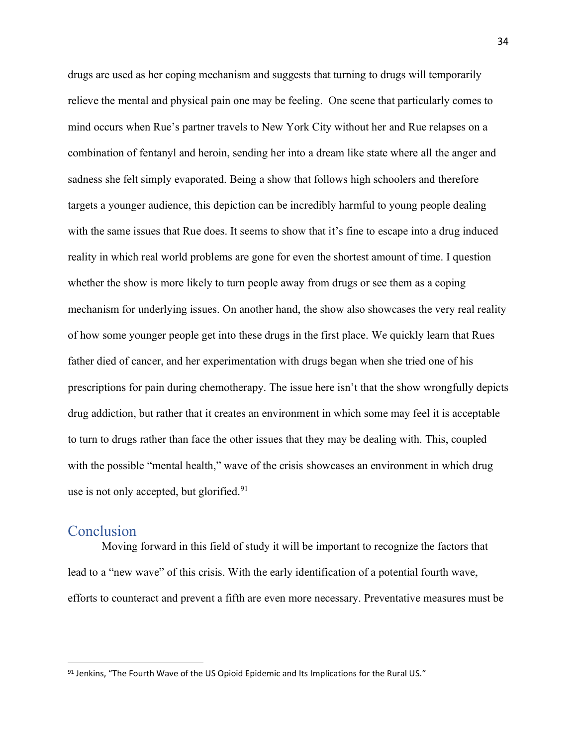drugs are used as her coping mechanism and suggests that turning to drugs will temporarily relieve the mental and physical pain one may be feeling. One scene that particularly comes to mind occurs when Rue's partner travels to New York City without her and Rue relapses on a combination of fentanyl and heroin, sending her into a dream like state where all the anger and sadness she felt simply evaporated. Being a show that follows high schoolers and therefore targets a younger audience, this depiction can be incredibly harmful to young people dealing with the same issues that Rue does. It seems to show that it's fine to escape into a drug induced reality in which real world problems are gone for even the shortest amount of time. I question whether the show is more likely to turn people away from drugs or see them as a coping mechanism for underlying issues. On another hand, the show also showcases the very real reality of how some younger people get into these drugs in the first place. We quickly learn that Rues father died of cancer, and her experimentation with drugs began when she tried one of his prescriptions for pain during chemotherapy. The issue here isn't that the show wrongfully depicts drug addiction, but rather that it creates an environment in which some may feel it is acceptable to turn to drugs rather than face the other issues that they may be dealing with. This, coupled with the possible "mental health," wave of the crisis showcases an environment in which drug use is not only accepted, but glorified.[91]

## Conclusion

Moving forward in this field of study it will be important to recognize the factors that lead to a "new wave" of this crisis. With the early identification of a potential fourth wave, efforts to counteract and prevent a fifth are even more necessary. Preventative measures must be

---

[91] Jenkins, "The Fourth Wave of the US Opioid Epidemic and Its Implications for the Rural US."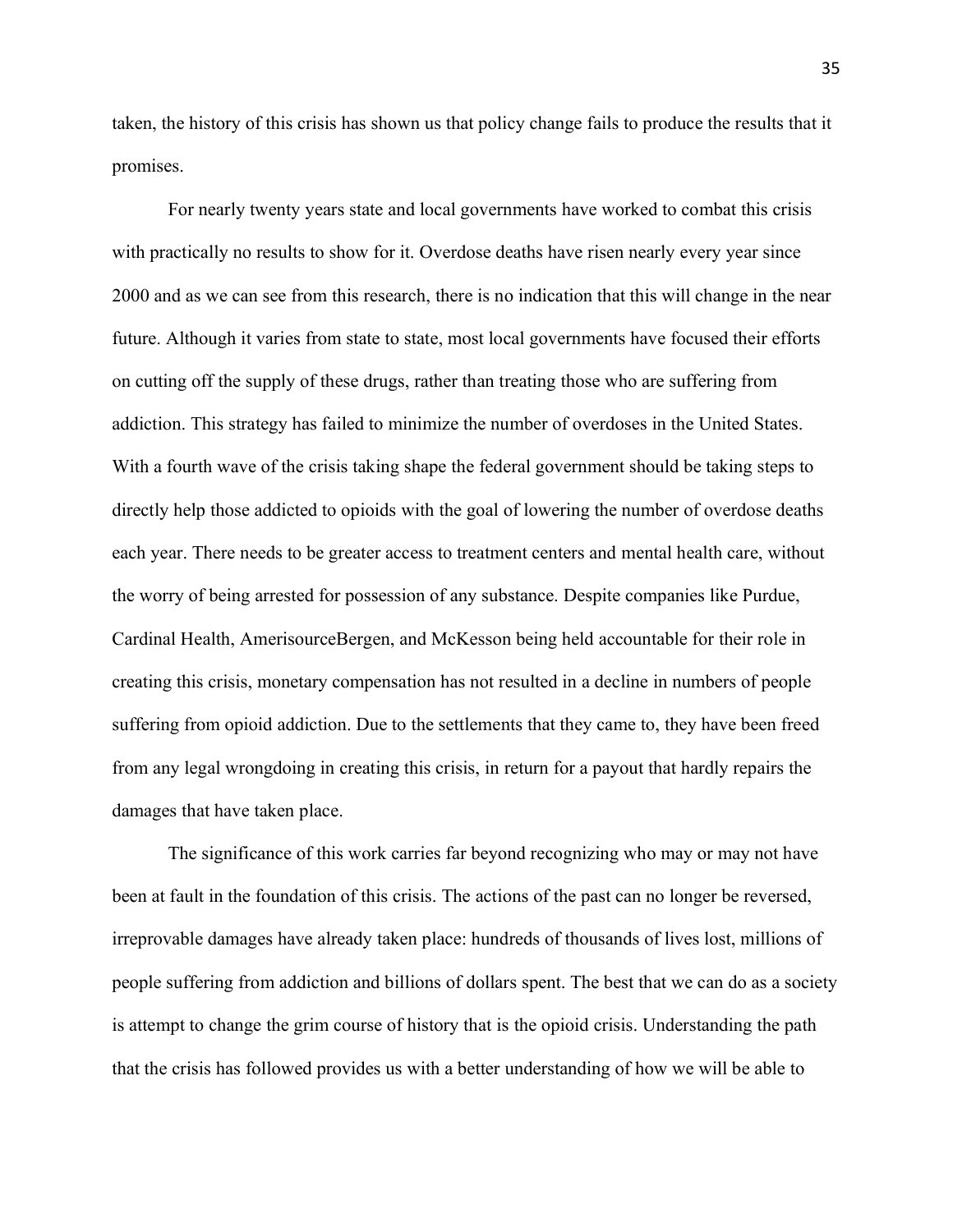taken, the history of this crisis has shown us that policy change fails to produce the results that it promises.

For nearly twenty years state and local governments have worked to combat this crisis with practically no results to show for it. Overdose deaths have risen nearly every year since 2000 and as we can see from this research, there is no indication that this will change in the near future. Although it varies from state to state, most local governments have focused their efforts on cutting off the supply of these drugs, rather than treating those who are suffering from addiction. This strategy has failed to minimize the number of overdoses in the United States. With a fourth wave of the crisis taking shape the federal government should be taking steps to directly help those addicted to opioids with the goal of lowering the number of overdose deaths each year. There needs to be greater access to treatment centers and mental health care, without the worry of being arrested for possession of any substance. Despite companies like Purdue, Cardinal Health, AmerisourceBergen, and McKesson being held accountable for their role in creating this crisis, monetary compensation has not resulted in a decline in numbers of people suffering from opioid addiction. Due to the settlements that they came to, they have been freed from any legal wrongdoing in creating this crisis, in return for a payout that hardly repairs the damages that have taken place.

The significance of this work carries far beyond recognizing who may or may not have been at fault in the foundation of this crisis. The actions of the past can no longer be reversed, irreprovable damages have already taken place: hundreds of thousands of lives lost, millions of people suffering from addiction and billions of dollars spent. The best that we can do as a society is attempt to change the grim course of history that is the opioid crisis. Understanding the path that the crisis has followed provides us with a better understanding of how we will be able to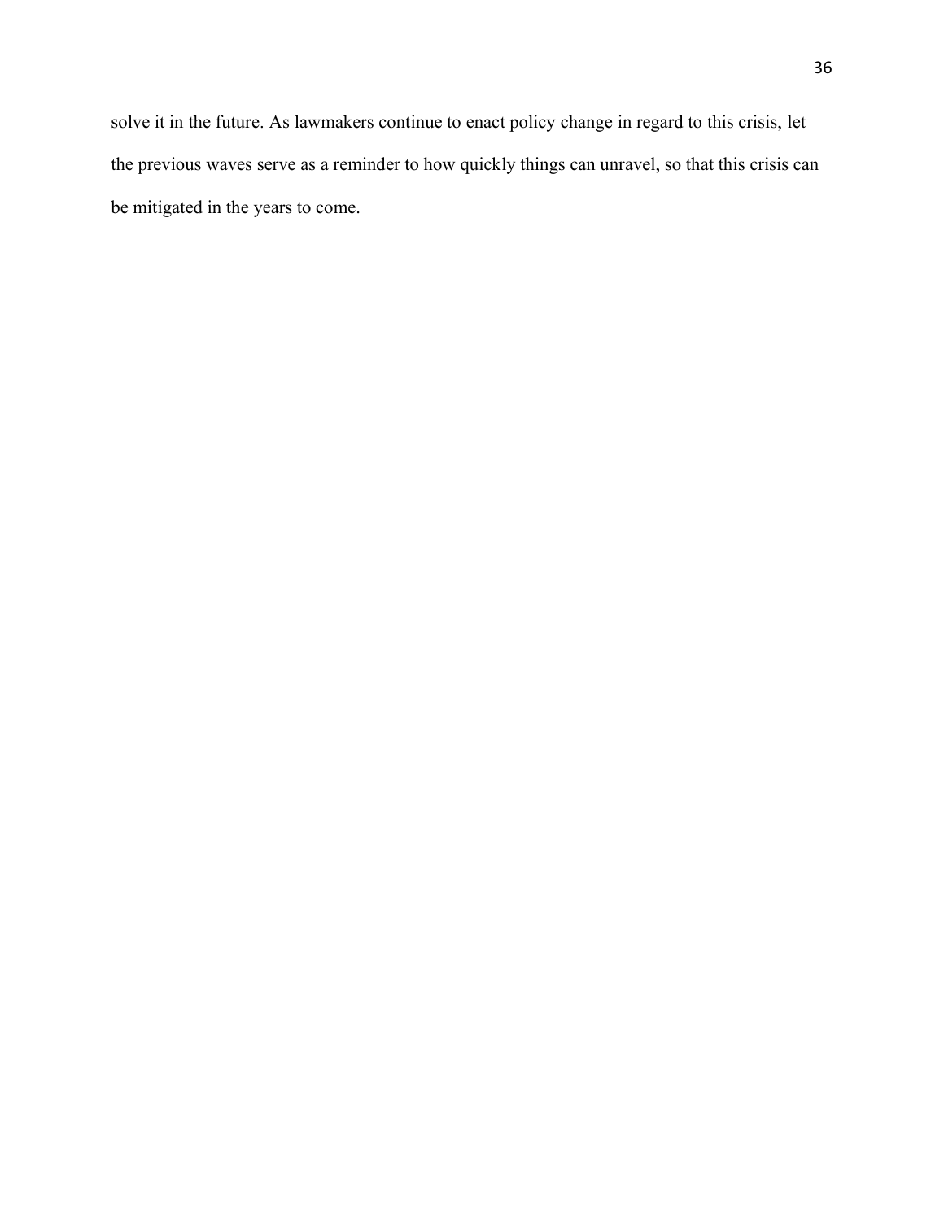solve it in the future. As lawmakers continue to enact policy change in regard to this crisis, let the previous waves serve as a reminder to how quickly things can unravel, so that this crisis can be mitigated in the years to come.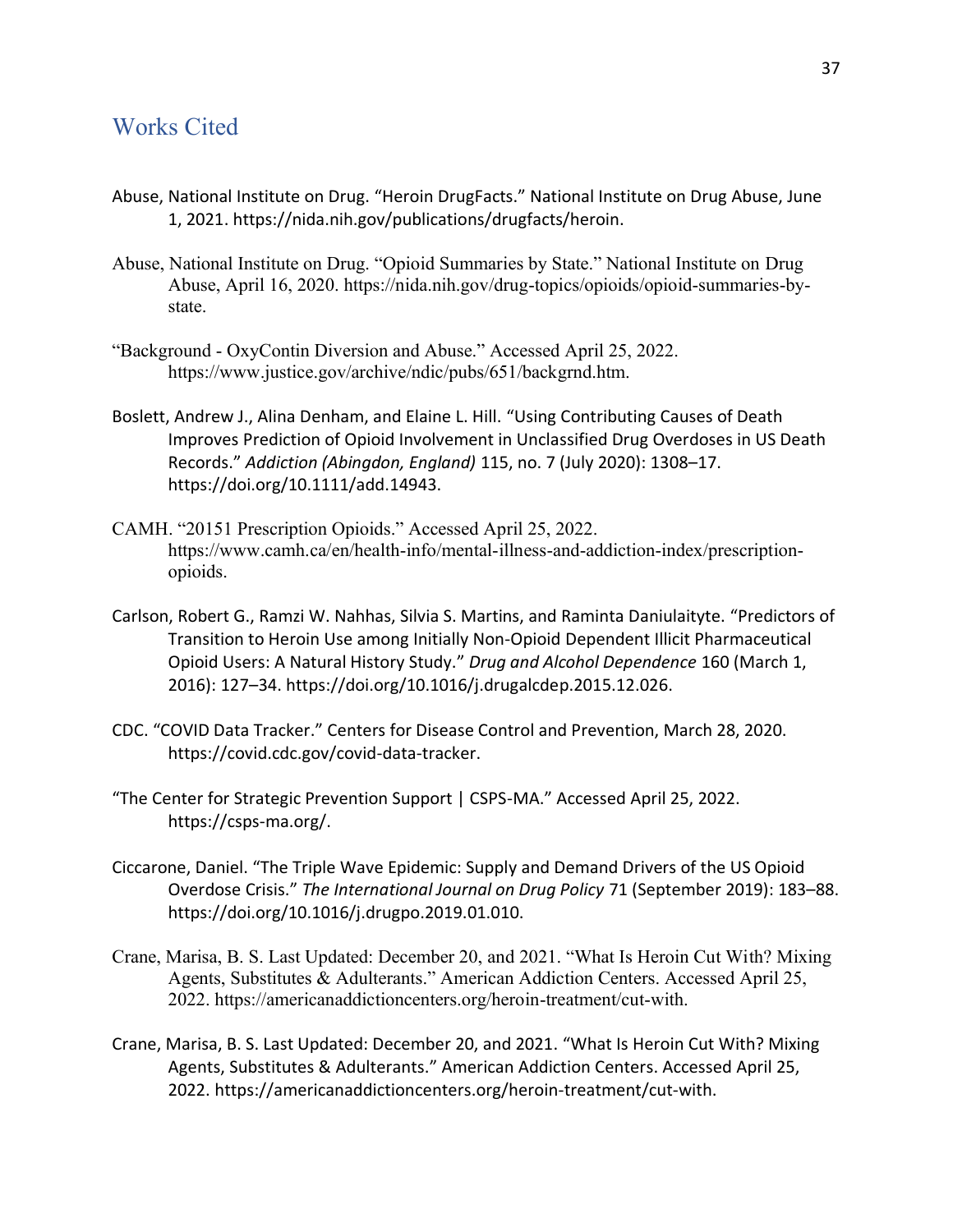# Works Cited

Abuse, National Institute on Drug. "Heroin DrugFacts." National Institute on Drug Abuse, June 1, 2021. https://nida.nih.gov/publications/drugfacts/heroin.

Abuse, National Institute on Drug. "Opioid Summaries by State." National Institute on Drug Abuse, April 16, 2020. https://nida.nih.gov/drug-topics/opioids/opioid-summaries-by-state.

"Background - OxyContin Diversion and Abuse." Accessed April 25, 2022. https://www.justice.gov/archive/ndic/pubs/651/backgrnd.htm.

Boslett, Andrew J., Alina Denham, and Elaine L. Hill. "Using Contributing Causes of Death Improves Prediction of Opioid Involvement in Unclassified Drug Overdoses in US Death Records." *Addiction (Abingdon, England)* 115, no. 7 (July 2020): 1308–17. https://doi.org/10.1111/add.14943.

CAMH. "20151 Prescription Opioids." Accessed April 25, 2022. https://www.camh.ca/en/health-info/mental-illness-and-addiction-index/prescription-opioids.

Carlson, Robert G., Ramzi W. Nahhas, Silvia S. Martins, and Raminta Daniulaityte. "Predictors of Transition to Heroin Use among Initially Non-Opioid Dependent Illicit Pharmaceutical Opioid Users: A Natural History Study." *Drug and Alcohol Dependence* 160 (March 1, 2016): 127–34. https://doi.org/10.1016/j.drugalcdep.2015.12.026.

CDC. "COVID Data Tracker." Centers for Disease Control and Prevention, March 28, 2020. https://covid.cdc.gov/covid-data-tracker.

"The Center for Strategic Prevention Support | CSPS-MA." Accessed April 25, 2022. https://csps-ma.org/.

Ciccarone, Daniel. "The Triple Wave Epidemic: Supply and Demand Drivers of the US Opioid Overdose Crisis." *The International Journal on Drug Policy* 71 (September 2019): 183–88. https://doi.org/10.1016/j.drugpo.2019.01.010.

Crane, Marisa, B. S. Last Updated: December 20, and 2021. "What Is Heroin Cut With? Mixing Agents, Substitutes & Adulterants." American Addiction Centers. Accessed April 25, 2022. https://americanaddictioncenters.org/heroin-treatment/cut-with.

Crane, Marisa, B. S. Last Updated: December 20, and 2021. "What Is Heroin Cut With? Mixing Agents, Substitutes & Adulterants." American Addiction Centers. Accessed April 25, 2022. https://americanaddictioncenters.org/heroin-treatment/cut-with.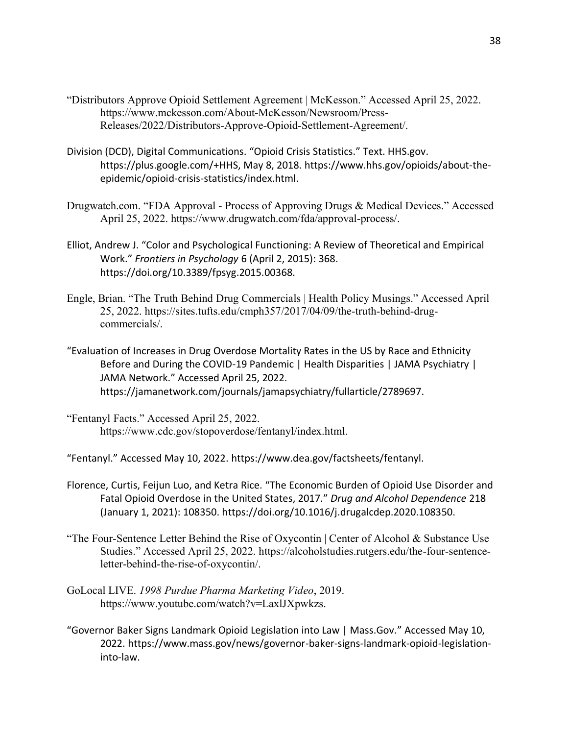"Distributors Approve Opioid Settlement Agreement | McKesson." Accessed April 25, 2022. https://www.mckesson.com/About-McKesson/Newsroom/Press-Releases/2022/Distributors-Approve-Opioid-Settlement-Agreement/.

Division (DCD), Digital Communications. "Opioid Crisis Statistics." Text. HHS.gov. https://plus.google.com/+HHS, May 8, 2018. https://www.hhs.gov/opioids/about-the-epidemic/opioid-crisis-statistics/index.html.

Drugwatch.com. "FDA Approval - Process of Approving Drugs & Medical Devices." Accessed April 25, 2022. https://www.drugwatch.com/fda/approval-process/.

Elliot, Andrew J. "Color and Psychological Functioning: A Review of Theoretical and Empirical Work." *Frontiers in Psychology* 6 (April 2, 2015): 368. https://doi.org/10.3389/fpsyg.2015.00368.

Engle, Brian. "The Truth Behind Drug Commercials | Health Policy Musings." Accessed April 25, 2022. https://sites.tufts.edu/cmph357/2017/04/09/the-truth-behind-drug-commercials/.

"Evaluation of Increases in Drug Overdose Mortality Rates in the US by Race and Ethnicity Before and During the COVID-19 Pandemic | Health Disparities | JAMA Psychiatry | JAMA Network." Accessed April 25, 2022. https://jamanetwork.com/journals/jamapsychiatry/fullarticle/2789697.

"Fentanyl Facts." Accessed April 25, 2022. https://www.cdc.gov/stopoverdose/fentanyl/index.html.

"Fentanyl." Accessed May 10, 2022. https://www.dea.gov/factsheets/fentanyl.

Florence, Curtis, Feijun Luo, and Ketra Rice. "The Economic Burden of Opioid Use Disorder and Fatal Opioid Overdose in the United States, 2017." *Drug and Alcohol Dependence* 218 (January 1, 2021): 108350. https://doi.org/10.1016/j.drugalcdep.2020.108350.

"The Four-Sentence Letter Behind the Rise of Oxycontin | Center of Alcohol & Substance Use Studies." Accessed April 25, 2022. https://alcoholstudies.rutgers.edu/the-four-sentence-letter-behind-the-rise-of-oxycontin/.

GoLocal LIVE. *1998 Purdue Pharma Marketing Video*, 2019. https://www.youtube.com/watch?v=LaxlJXpwkzs.

"Governor Baker Signs Landmark Opioid Legislation into Law | Mass.Gov." Accessed May 10, 2022. https://www.mass.gov/news/governor-baker-signs-landmark-opioid-legislation-into-law.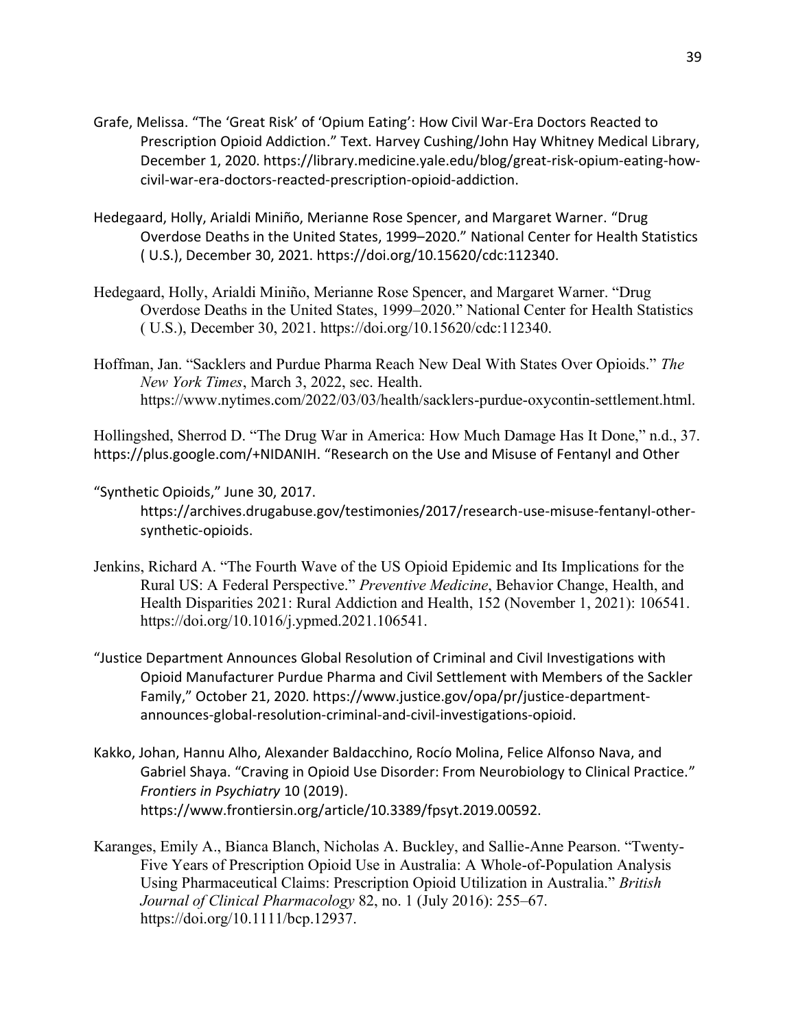Grafe, Melissa. "The 'Great Risk' of 'Opium Eating': How Civil War-Era Doctors Reacted to Prescription Opioid Addiction." Text. Harvey Cushing/John Hay Whitney Medical Library, December 1, 2020. https://library.medicine.yale.edu/blog/great-risk-opium-eating-how-civil-war-era-doctors-reacted-prescription-opioid-addiction.

Hedegaard, Holly, Arialdi Miniño, Merianne Rose Spencer, and Margaret Warner. "Drug Overdose Deaths in the United States, 1999–2020." National Center for Health Statistics ( U.S.), December 30, 2021. https://doi.org/10.15620/cdc:112340.

Hedegaard, Holly, Arialdi Miniño, Merianne Rose Spencer, and Margaret Warner. "Drug Overdose Deaths in the United States, 1999–2020." National Center for Health Statistics ( U.S.), December 30, 2021. https://doi.org/10.15620/cdc:112340.

Hoffman, Jan. "Sacklers and Purdue Pharma Reach New Deal With States Over Opioids." *The New York Times*, March 3, 2022, sec. Health. https://www.nytimes.com/2022/03/03/health/sacklers-purdue-oxycontin-settlement.html.

Hollingshed, Sherrod D. "The Drug War in America: How Much Damage Has It Done," n.d., 37. https://plus.google.com/+NIDANIH. "Research on the Use and Misuse of Fentanyl and Other

"Synthetic Opioids," June 30, 2017. https://archives.drugabuse.gov/testimonies/2017/research-use-misuse-fentanyl-other-synthetic-opioids.

Jenkins, Richard A. "The Fourth Wave of the US Opioid Epidemic and Its Implications for the Rural US: A Federal Perspective." *Preventive Medicine*, Behavior Change, Health, and Health Disparities 2021: Rural Addiction and Health, 152 (November 1, 2021): 106541. https://doi.org/10.1016/j.ypmed.2021.106541.

"Justice Department Announces Global Resolution of Criminal and Civil Investigations with Opioid Manufacturer Purdue Pharma and Civil Settlement with Members of the Sackler Family," October 21, 2020. https://www.justice.gov/opa/pr/justice-department-announces-global-resolution-criminal-and-civil-investigations-opioid.

Kakko, Johan, Hannu Alho, Alexander Baldacchino, Rocío Molina, Felice Alfonso Nava, and Gabriel Shaya. "Craving in Opioid Use Disorder: From Neurobiology to Clinical Practice." *Frontiers in Psychiatry* 10 (2019). https://www.frontiersin.org/article/10.3389/fpsyt.2019.00592.

Karanges, Emily A., Bianca Blanch, Nicholas A. Buckley, and Sallie-Anne Pearson. "Twenty-Five Years of Prescription Opioid Use in Australia: A Whole-of-Population Analysis Using Pharmaceutical Claims: Prescription Opioid Utilization in Australia." *British Journal of Clinical Pharmacology* 82, no. 1 (July 2016): 255–67. https://doi.org/10.1111/bcp.12937.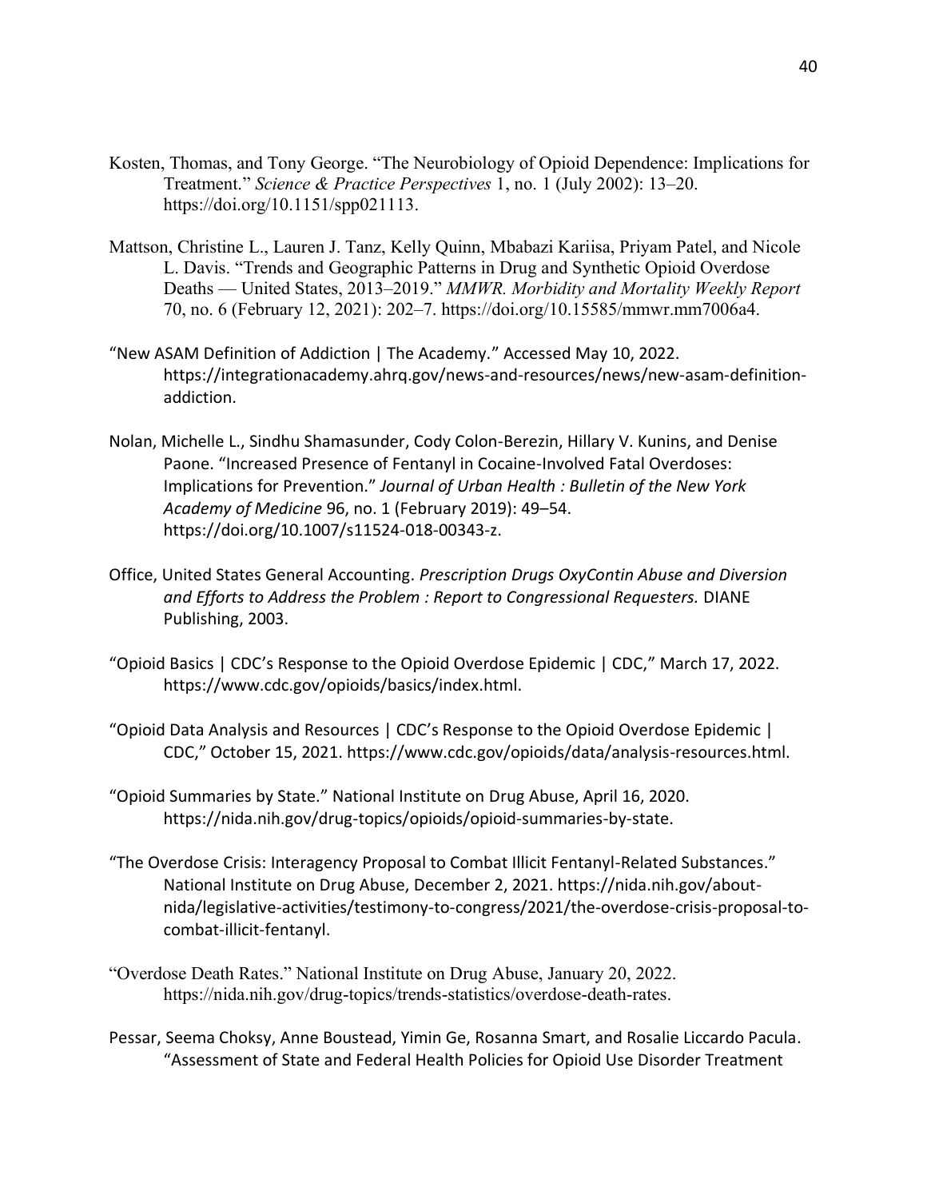Kosten, Thomas, and Tony George. "The Neurobiology of Opioid Dependence: Implications for Treatment." *Science & Practice Perspectives* 1, no. 1 (July 2002): 13–20. https://doi.org/10.1151/spp021113.

Mattson, Christine L., Lauren J. Tanz, Kelly Quinn, Mbabazi Kariisa, Priyam Patel, and Nicole L. Davis. "Trends and Geographic Patterns in Drug and Synthetic Opioid Overdose Deaths — United States, 2013–2019." *MMWR. Morbidity and Mortality Weekly Report* 70, no. 6 (February 12, 2021): 202–7. https://doi.org/10.15585/mmwr.mm7006a4.

"New ASAM Definition of Addiction | The Academy." Accessed May 10, 2022. https://integrationacademy.ahrq.gov/news-and-resources/news/new-asam-definition-addiction.

Nolan, Michelle L., Sindhu Shamasunder, Cody Colon-Berezin, Hillary V. Kunins, and Denise Paone. "Increased Presence of Fentanyl in Cocaine-Involved Fatal Overdoses: Implications for Prevention." *Journal of Urban Health : Bulletin of the New York Academy of Medicine* 96, no. 1 (February 2019): 49–54. https://doi.org/10.1007/s11524-018-00343-z.

Office, United States General Accounting. *Prescription Drugs OxyContin Abuse and Diversion and Efforts to Address the Problem : Report to Congressional Requesters.* DIANE Publishing, 2003.

"Opioid Basics | CDC's Response to the Opioid Overdose Epidemic | CDC," March 17, 2022. https://www.cdc.gov/opioids/basics/index.html.

"Opioid Data Analysis and Resources | CDC's Response to the Opioid Overdose Epidemic | CDC," October 15, 2021. https://www.cdc.gov/opioids/data/analysis-resources.html.

"Opioid Summaries by State." National Institute on Drug Abuse, April 16, 2020. https://nida.nih.gov/drug-topics/opioids/opioid-summaries-by-state.

"The Overdose Crisis: Interagency Proposal to Combat Illicit Fentanyl-Related Substances." National Institute on Drug Abuse, December 2, 2021. https://nida.nih.gov/about-nida/legislative-activities/testimony-to-congress/2021/the-overdose-crisis-proposal-to-combat-illicit-fentanyl.

"Overdose Death Rates." National Institute on Drug Abuse, January 20, 2022. https://nida.nih.gov/drug-topics/trends-statistics/overdose-death-rates.

Pessar, Seema Choksy, Anne Boustead, Yimin Ge, Rosanna Smart, and Rosalie Liccardo Pacula. "Assessment of State and Federal Health Policies for Opioid Use Disorder Treatment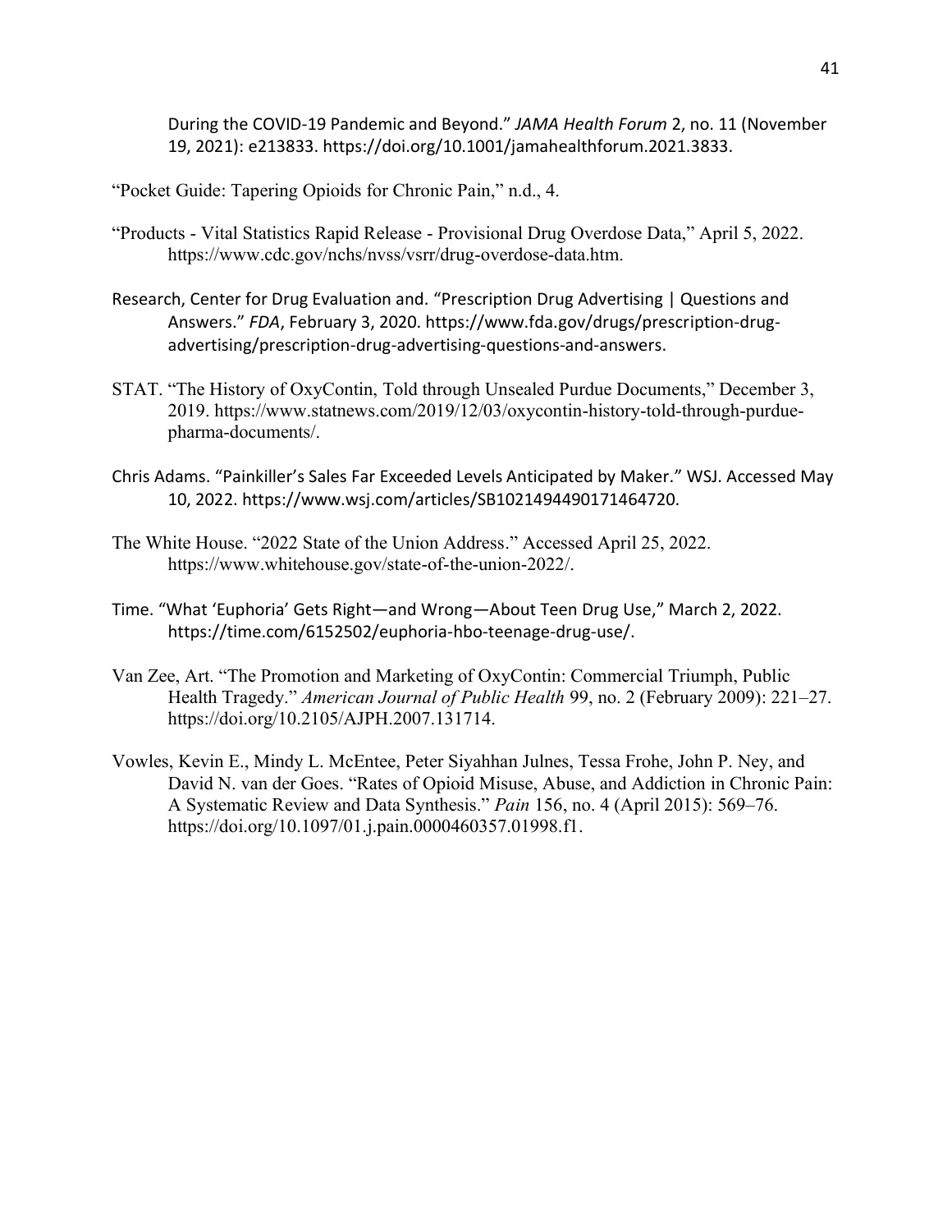During the COVID-19 Pandemic and Beyond." *JAMA Health Forum* 2, no. 11 (November 19, 2021): e213833. https://doi.org/10.1001/jamahealthforum.2021.3833.

"Pocket Guide: Tapering Opioids for Chronic Pain," n.d., 4.

"Products - Vital Statistics Rapid Release - Provisional Drug Overdose Data," April 5, 2022. https://www.cdc.gov/nchs/nvss/vsrr/drug-overdose-data.htm.

Research, Center for Drug Evaluation and. "Prescription Drug Advertising | Questions and Answers." *FDA*, February 3, 2020. https://www.fda.gov/drugs/prescription-drug-advertising/prescription-drug-advertising-questions-and-answers.

STAT. "The History of OxyContin, Told through Unsealed Purdue Documents," December 3, 2019. https://www.statnews.com/2019/12/03/oxycontin-history-told-through-purdue-pharma-documents/.

Chris Adams. "Painkiller's Sales Far Exceeded Levels Anticipated by Maker." WSJ. Accessed May 10, 2022. https://www.wsj.com/articles/SB1021494490171464720.

The White House. "2022 State of the Union Address." Accessed April 25, 2022. https://www.whitehouse.gov/state-of-the-union-2022/.

Time. "What 'Euphoria' Gets Right—and Wrong—About Teen Drug Use," March 2, 2022. https://time.com/6152502/euphoria-hbo-teenage-drug-use/.

Van Zee, Art. "The Promotion and Marketing of OxyContin: Commercial Triumph, Public Health Tragedy." *American Journal of Public Health* 99, no. 2 (February 2009): 221–27. https://doi.org/10.2105/AJPH.2007.131714.

Vowles, Kevin E., Mindy L. McEntee, Peter Siyahhan Julnes, Tessa Frohe, John P. Ney, and David N. van der Goes. "Rates of Opioid Misuse, Abuse, and Addiction in Chronic Pain: A Systematic Review and Data Synthesis." *Pain* 156, no. 4 (April 2015): 569–76. https://doi.org/10.1097/01.j.pain.0000460357.01998.f1.